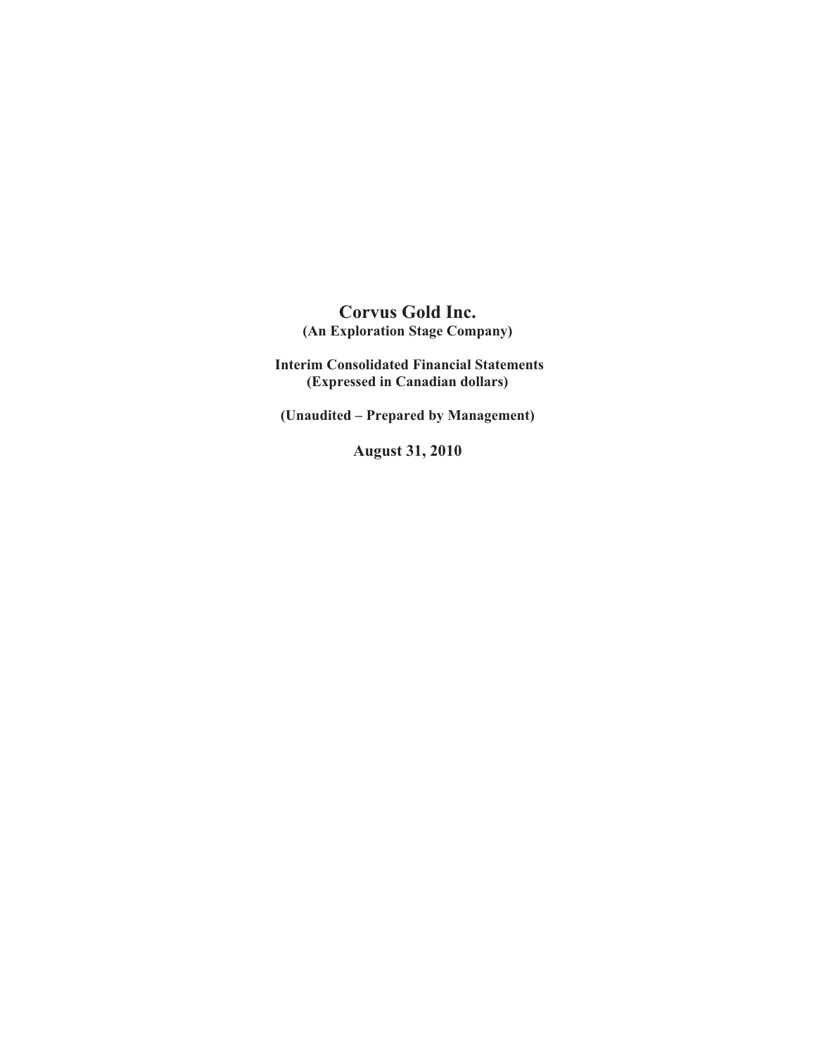# Corvus Gold Inc.

**(An Exploration Stage Company)**

**Interim Consolidated Financial Statements**
**(Expressed in Canadian dollars)**

**(Unaudited – Prepared by Management)**

**August 31, 2010**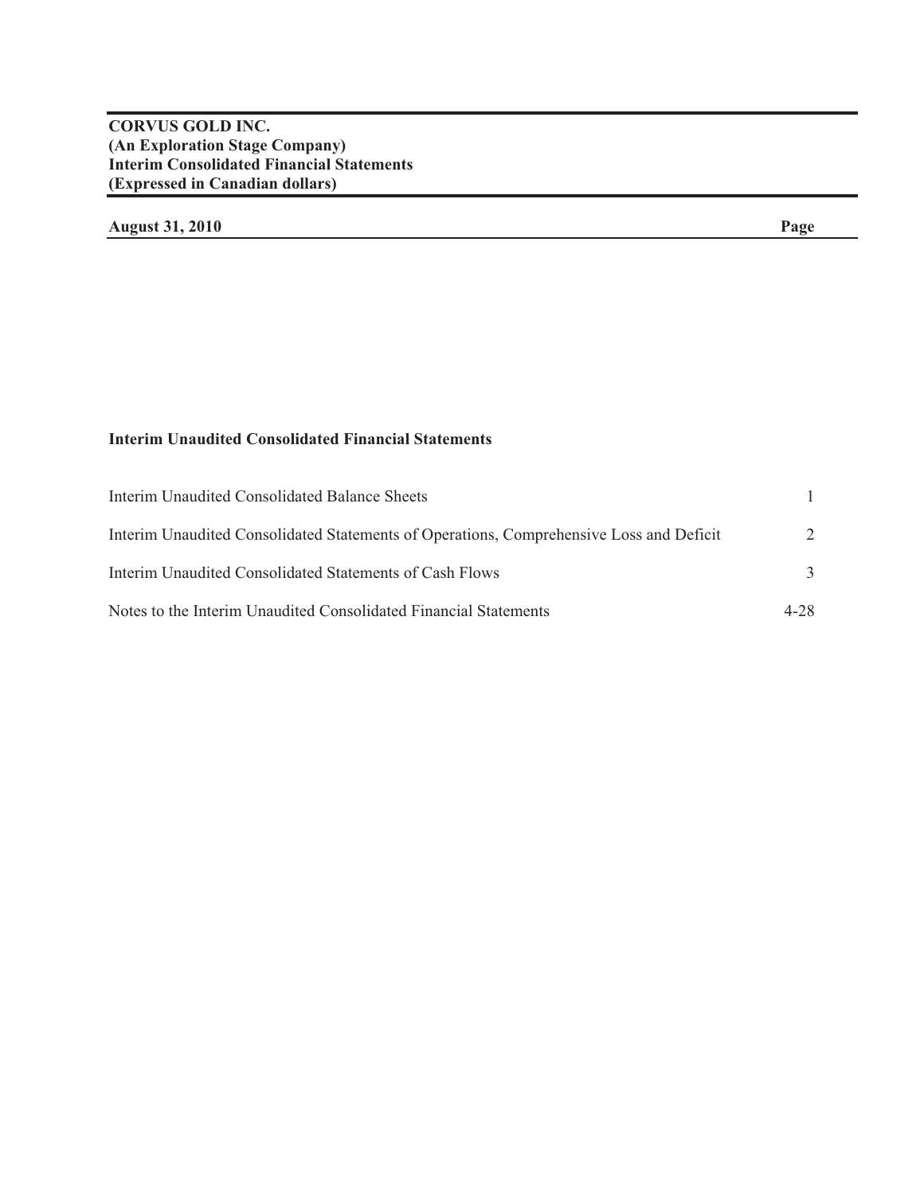**CORVUS GOLD INC.**
**(An Exploration Stage Company)**
**Interim Consolidated Financial Statements**
**(Expressed in Canadian dollars)**

| **August 31, 2010** | **Page** |
|---|---|

**Interim Unaudited Consolidated Financial Statements**

| | |
|---|---|
| Interim Unaudited Consolidated Balance Sheets | 1 |
| Interim Unaudited Consolidated Statements of Operations, Comprehensive Loss and Deficit | 2 |
| Interim Unaudited Consolidated Statements of Cash Flows | 3 |
| Notes to the Interim Unaudited Consolidated Financial Statements | 4-28 |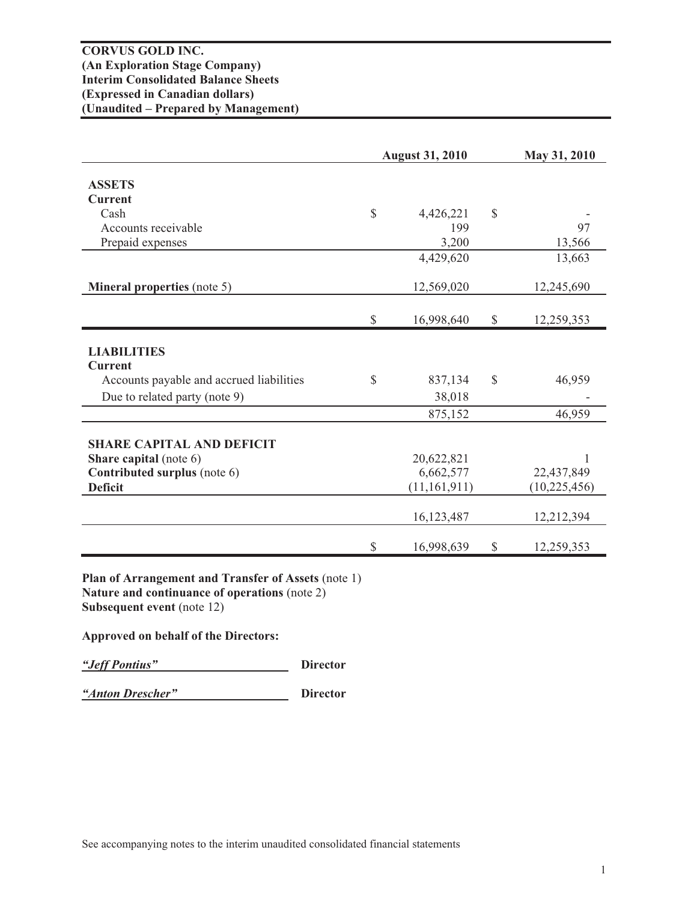**CORVUS GOLD INC.**
**(An Exploration Stage Company)**
**Interim Consolidated Balance Sheets**
**(Expressed in Canadian dollars)**
**(Unaudited – Prepared by Management)**

| | August 31, 2010 | May 31, 2010 |
|---|---|---|
| **ASSETS** | | |
| **Current** | | |
| Cash | $ 4,426,221 | $ - |
| Accounts receivable | 199 | 97 |
| Prepaid expenses | 3,200 | 13,566 |
| | 4,429,620 | 13,663 |
| **Mineral properties** (note 5) | 12,569,020 | 12,245,690 |
| | $ 16,998,640 | $ 12,259,353 |
| **LIABILITIES** | | |
| **Current** | | |
| Accounts payable and accrued liabilities | $ 837,134 | $ 46,959 |
| Due to related party (note 9) | 38,018 | - |
| | 875,152 | 46,959 |
| **SHARE CAPITAL AND DEFICIT** | | |
| **Share capital** (note 6) | 20,622,821 | 1 |
| **Contributed surplus** (note 6) | 6,662,577 | 22,437,849 |
| **Deficit** | (11,161,911) | (10,225,456) |
| | 16,123,487 | 12,212,394 |
| | $ 16,998,639 | $ 12,259,353 |

**Plan of Arrangement and Transfer of Assets** (note 1)
**Nature and continuance of operations** (note 2)
**Subsequent event** (note 12)

**Approved on behalf of the Directors:**

***"Jeff Pontius"*** **Director**

***"Anton Drescher"*** **Director**

See accompanying notes to the interim unaudited consolidated financial statements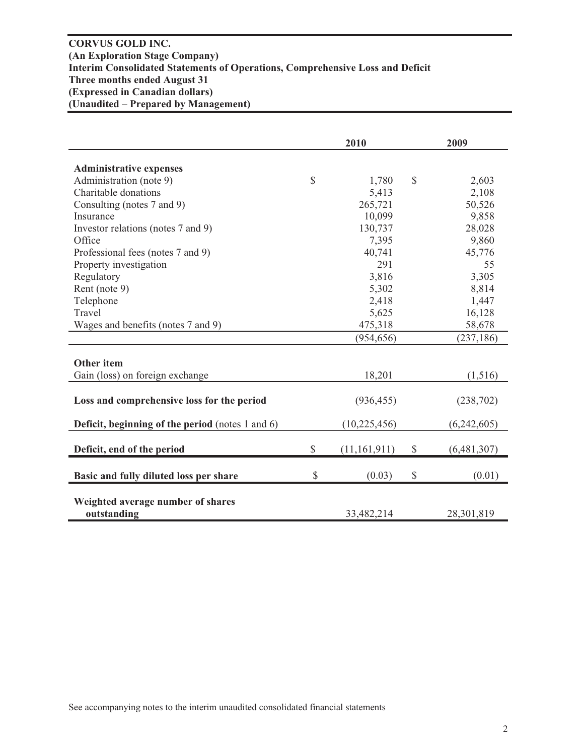**CORVUS GOLD INC.**
**(An Exploration Stage Company)**
**Interim Consolidated Statements of Operations, Comprehensive Loss and Deficit**
**Three months ended August 31**
**(Expressed in Canadian dollars)**
**(Unaudited – Prepared by Management)**

| | 2010 | 2009 |
|---|---|---|
| **Administrative expenses** | | |
| Administration (note 9) | $ 1,780 | $ 2,603 |
| Charitable donations | 5,413 | 2,108 |
| Consulting (notes 7 and 9) | 265,721 | 50,526 |
| Insurance | 10,099 | 9,858 |
| Investor relations (notes 7 and 9) | 130,737 | 28,028 |
| Office | 7,395 | 9,860 |
| Professional fees (notes 7 and 9) | 40,741 | 45,776 |
| Property investigation | 291 | 55 |
| Regulatory | 3,816 | 3,305 |
| Rent (note 9) | 5,302 | 8,814 |
| Telephone | 2,418 | 1,447 |
| Travel | 5,625 | 16,128 |
| Wages and benefits (notes 7 and 9) | 475,318 | 58,678 |
| | (954,656) | (237,186) |
| **Other item** | | |
| Gain (loss) on foreign exchange | 18,201 | (1,516) |
| **Loss and comprehensive loss for the period** | (936,455) | (238,702) |
| **Deficit, beginning of the period** (notes 1 and 6) | (10,225,456) | (6,242,605) |
| **Deficit, end of the period** | $ (11,161,911) | $ (6,481,307) |
| **Basic and fully diluted loss per share** | $ (0.03) | $ (0.01) |
| **Weighted average number of shares outstanding** | 33,482,214 | 28,301,819 |

See accompanying notes to the interim unaudited consolidated financial statements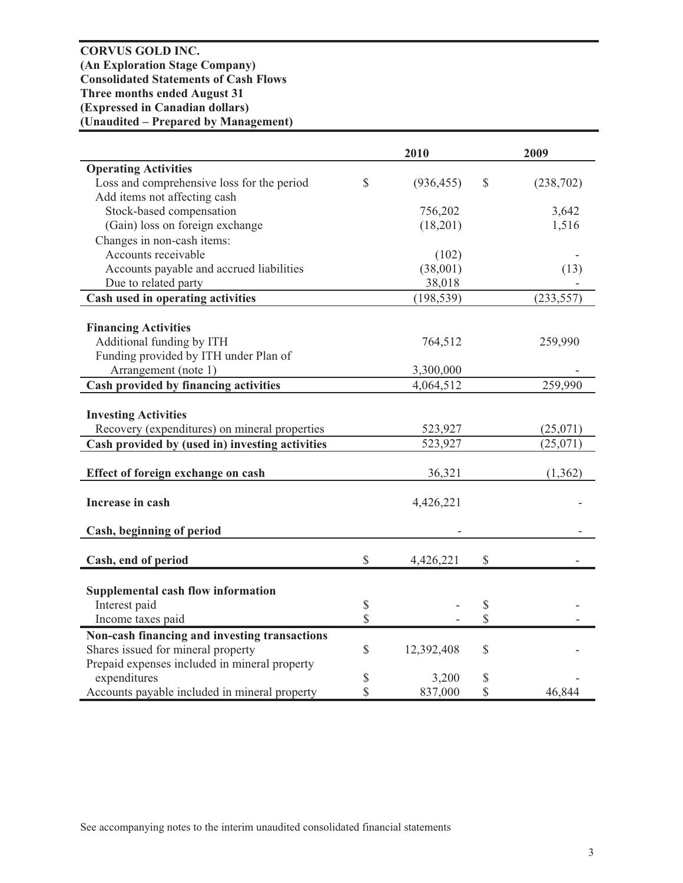**CORVUS GOLD INC.**
**(An Exploration Stage Company)**
**Consolidated Statements of Cash Flows**
**Three months ended August 31**
**(Expressed in Canadian dollars)**
**(Unaudited – Prepared by Management)**

| | 2010 | 2009 |
|---|---|---|
| **Operating Activities** | | |
| Loss and comprehensive loss for the period | $ (936,455) | $ (238,702) |
| Add items not affecting cash | | |
| Stock-based compensation | 756,202 | 3,642 |
| (Gain) loss on foreign exchange | (18,201) | 1,516 |
| Changes in non-cash items: | | |
| Accounts receivable | (102) | - |
| Accounts payable and accrued liabilities | (38,001) | (13) |
| Due to related party | 38,018 | - |
| **Cash used in operating activities** | (198,539) | (233,557) |
| | | |
| **Financing Activities** | | |
| Additional funding by ITH | 764,512 | 259,990 |
| Funding provided by ITH under Plan of Arrangement (note 1) | 3,300,000 | - |
| **Cash provided by financing activities** | 4,064,512 | 259,990 |
| | | |
| **Investing Activities** | | |
| Recovery (expenditures) on mineral properties | 523,927 | (25,071) |
| **Cash provided by (used in) investing activities** | 523,927 | (25,071) |
| | | |
| **Effect of foreign exchange on cash** | 36,321 | (1,362) |
| | | |
| **Increase in cash** | 4,426,221 | - |
| | | |
| **Cash, beginning of period** | - | - |
| | | |
| **Cash, end of period** | $ 4,426,221 | $ - |
| | | |
| **Supplemental cash flow information** | | |
| Interest paid | $ - | $ - |
| Income taxes paid | $ - | $ - |
| **Non-cash financing and investing transactions** | | |
| Shares issued for mineral property | $ 12,392,408 | $ - |
| Prepaid expenses included in mineral property expenditures | $ 3,200 | $ - |
| Accounts payable included in mineral property | $ 837,000 | $ 46,844 |

See accompanying notes to the interim unaudited consolidated financial statements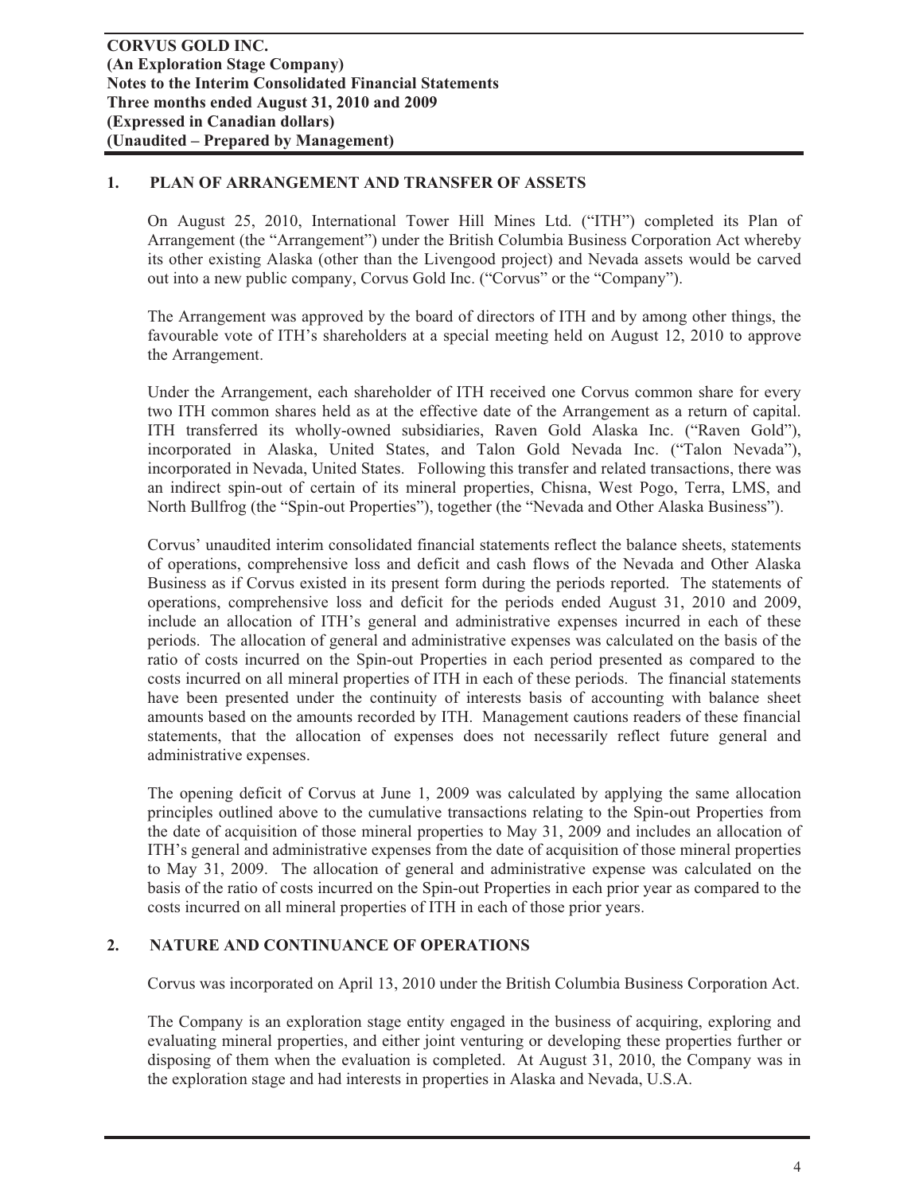## 1. PLAN OF ARRANGEMENT AND TRANSFER OF ASSETS

On August 25, 2010, International Tower Hill Mines Ltd. ("ITH") completed its Plan of Arrangement (the "Arrangement") under the British Columbia Business Corporation Act whereby its other existing Alaska (other than the Livengood project) and Nevada assets would be carved out into a new public company, Corvus Gold Inc. ("Corvus" or the "Company").

The Arrangement was approved by the board of directors of ITH and by among other things, the favourable vote of ITH's shareholders at a special meeting held on August 12, 2010 to approve the Arrangement.

Under the Arrangement, each shareholder of ITH received one Corvus common share for every two ITH common shares held as at the effective date of the Arrangement as a return of capital. ITH transferred its wholly-owned subsidiaries, Raven Gold Alaska Inc. ("Raven Gold"), incorporated in Alaska, United States, and Talon Gold Nevada Inc. ("Talon Nevada"), incorporated in Nevada, United States. Following this transfer and related transactions, there was an indirect spin-out of certain of its mineral properties, Chisna, West Pogo, Terra, LMS, and North Bullfrog (the "Spin-out Properties"), together (the "Nevada and Other Alaska Business").

Corvus' unaudited interim consolidated financial statements reflect the balance sheets, statements of operations, comprehensive loss and deficit and cash flows of the Nevada and Other Alaska Business as if Corvus existed in its present form during the periods reported. The statements of operations, comprehensive loss and deficit for the periods ended August 31, 2010 and 2009, include an allocation of ITH's general and administrative expenses incurred in each of these periods. The allocation of general and administrative expenses was calculated on the basis of the ratio of costs incurred on the Spin-out Properties in each period presented as compared to the costs incurred on all mineral properties of ITH in each of these periods. The financial statements have been presented under the continuity of interests basis of accounting with balance sheet amounts based on the amounts recorded by ITH. Management cautions readers of these financial statements, that the allocation of expenses does not necessarily reflect future general and administrative expenses.

The opening deficit of Corvus at June 1, 2009 was calculated by applying the same allocation principles outlined above to the cumulative transactions relating to the Spin-out Properties from the date of acquisition of those mineral properties to May 31, 2009 and includes an allocation of ITH's general and administrative expenses from the date of acquisition of those mineral properties to May 31, 2009. The allocation of general and administrative expense was calculated on the basis of the ratio of costs incurred on the Spin-out Properties in each prior year as compared to the costs incurred on all mineral properties of ITH in each of those prior years.

## 2. NATURE AND CONTINUANCE OF OPERATIONS

Corvus was incorporated on April 13, 2010 under the British Columbia Business Corporation Act.

The Company is an exploration stage entity engaged in the business of acquiring, exploring and evaluating mineral properties, and either joint venturing or developing these properties further or disposing of them when the evaluation is completed. At August 31, 2010, the Company was in the exploration stage and had interests in properties in Alaska and Nevada, U.S.A.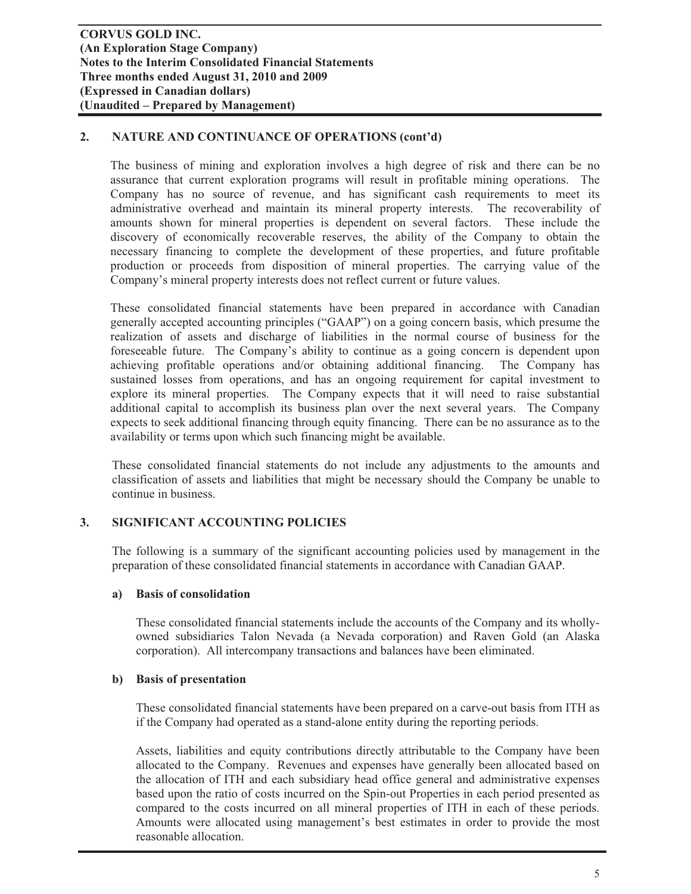## 2. NATURE AND CONTINUANCE OF OPERATIONS (cont'd)

The business of mining and exploration involves a high degree of risk and there can be no assurance that current exploration programs will result in profitable mining operations. The Company has no source of revenue, and has significant cash requirements to meet its administrative overhead and maintain its mineral property interests. The recoverability of amounts shown for mineral properties is dependent on several factors. These include the discovery of economically recoverable reserves, the ability of the Company to obtain the necessary financing to complete the development of these properties, and future profitable production or proceeds from disposition of mineral properties. The carrying value of the Company's mineral property interests does not reflect current or future values.

These consolidated financial statements have been prepared in accordance with Canadian generally accepted accounting principles ("GAAP") on a going concern basis, which presume the realization of assets and discharge of liabilities in the normal course of business for the foreseeable future. The Company's ability to continue as a going concern is dependent upon achieving profitable operations and/or obtaining additional financing. The Company has sustained losses from operations, and has an ongoing requirement for capital investment to explore its mineral properties. The Company expects that it will need to raise substantial additional capital to accomplish its business plan over the next several years. The Company expects to seek additional financing through equity financing. There can be no assurance as to the availability or terms upon which such financing might be available.

These consolidated financial statements do not include any adjustments to the amounts and classification of assets and liabilities that might be necessary should the Company be unable to continue in business.

## 3. SIGNIFICANT ACCOUNTING POLICIES

The following is a summary of the significant accounting policies used by management in the preparation of these consolidated financial statements in accordance with Canadian GAAP.

### a) Basis of consolidation

These consolidated financial statements include the accounts of the Company and its wholly-owned subsidiaries Talon Nevada (a Nevada corporation) and Raven Gold (an Alaska corporation). All intercompany transactions and balances have been eliminated.

### b) Basis of presentation

These consolidated financial statements have been prepared on a carve-out basis from ITH as if the Company had operated as a stand-alone entity during the reporting periods.

Assets, liabilities and equity contributions directly attributable to the Company have been allocated to the Company. Revenues and expenses have generally been allocated based on the allocation of ITH and each subsidiary head office general and administrative expenses based upon the ratio of costs incurred on the Spin-out Properties in each period presented as compared to the costs incurred on all mineral properties of ITH in each of these periods. Amounts were allocated using management's best estimates in order to provide the most reasonable allocation.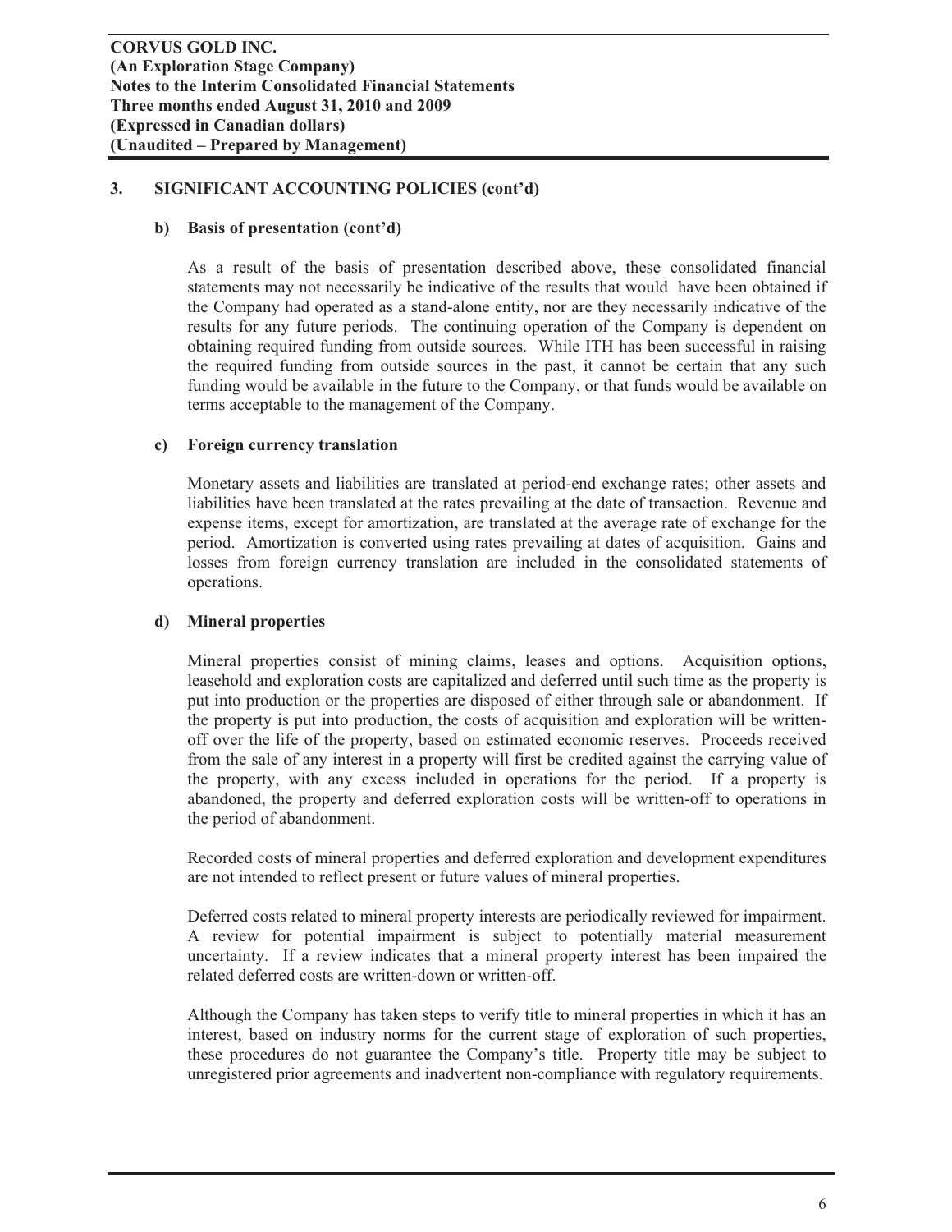### 3. SIGNIFICANT ACCOUNTING POLICIES (cont'd)

#### b) Basis of presentation (cont'd)

As a result of the basis of presentation described above, these consolidated financial statements may not necessarily be indicative of the results that would have been obtained if the Company had operated as a stand-alone entity, nor are they necessarily indicative of the results for any future periods. The continuing operation of the Company is dependent on obtaining required funding from outside sources. While ITH has been successful in raising the required funding from outside sources in the past, it cannot be certain that any such funding would be available in the future to the Company, or that funds would be available on terms acceptable to the management of the Company.

#### c) Foreign currency translation

Monetary assets and liabilities are translated at period-end exchange rates; other assets and liabilities have been translated at the rates prevailing at the date of transaction. Revenue and expense items, except for amortization, are translated at the average rate of exchange for the period. Amortization is converted using rates prevailing at dates of acquisition. Gains and losses from foreign currency translation are included in the consolidated statements of operations.

#### d) Mineral properties

Mineral properties consist of mining claims, leases and options. Acquisition options, leasehold and exploration costs are capitalized and deferred until such time as the property is put into production or the properties are disposed of either through sale or abandonment. If the property is put into production, the costs of acquisition and exploration will be written-off over the life of the property, based on estimated economic reserves. Proceeds received from the sale of any interest in a property will first be credited against the carrying value of the property, with any excess included in operations for the period. If a property is abandoned, the property and deferred exploration costs will be written-off to operations in the period of abandonment.

Recorded costs of mineral properties and deferred exploration and development expenditures are not intended to reflect present or future values of mineral properties.

Deferred costs related to mineral property interests are periodically reviewed for impairment. A review for potential impairment is subject to potentially material measurement uncertainty. If a review indicates that a mineral property interest has been impaired the related deferred costs are written-down or written-off.

Although the Company has taken steps to verify title to mineral properties in which it has an interest, based on industry norms for the current stage of exploration of such properties, these procedures do not guarantee the Company's title. Property title may be subject to unregistered prior agreements and inadvertent non-compliance with regulatory requirements.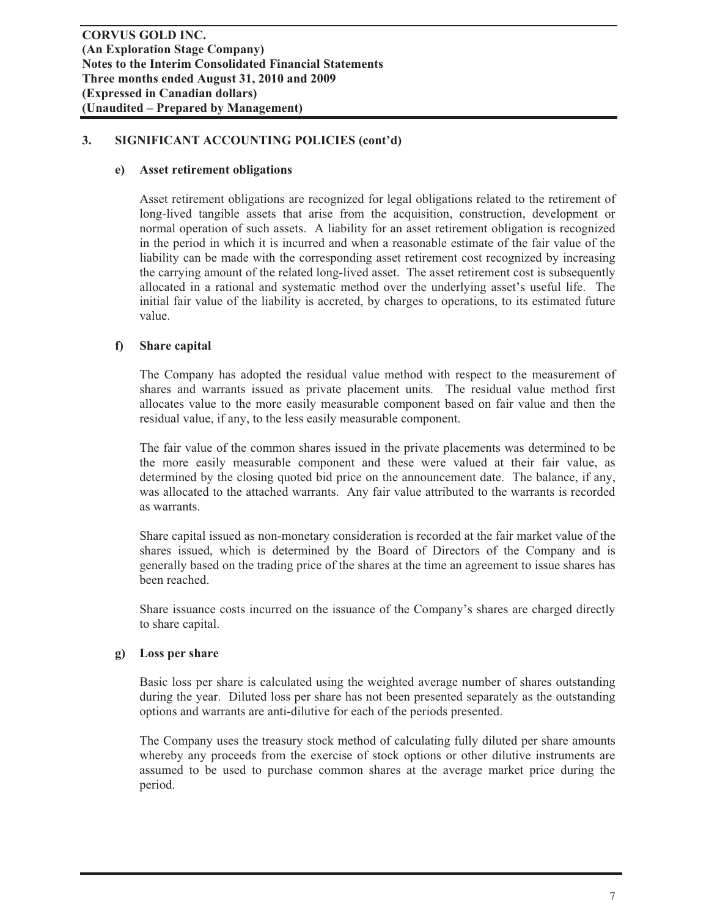## 3. SIGNIFICANT ACCOUNTING POLICIES (cont'd)

### e) Asset retirement obligations

Asset retirement obligations are recognized for legal obligations related to the retirement of long-lived tangible assets that arise from the acquisition, construction, development or normal operation of such assets. A liability for an asset retirement obligation is recognized in the period in which it is incurred and when a reasonable estimate of the fair value of the liability can be made with the corresponding asset retirement cost recognized by increasing the carrying amount of the related long-lived asset. The asset retirement cost is subsequently allocated in a rational and systematic method over the underlying asset's useful life. The initial fair value of the liability is accreted, by charges to operations, to its estimated future value.

### f) Share capital

The Company has adopted the residual value method with respect to the measurement of shares and warrants issued as private placement units. The residual value method first allocates value to the more easily measurable component based on fair value and then the residual value, if any, to the less easily measurable component.

The fair value of the common shares issued in the private placements was determined to be the more easily measurable component and these were valued at their fair value, as determined by the closing quoted bid price on the announcement date. The balance, if any, was allocated to the attached warrants. Any fair value attributed to the warrants is recorded as warrants.

Share capital issued as non-monetary consideration is recorded at the fair market value of the shares issued, which is determined by the Board of Directors of the Company and is generally based on the trading price of the shares at the time an agreement to issue shares has been reached.

Share issuance costs incurred on the issuance of the Company's shares are charged directly to share capital.

### g) Loss per share

Basic loss per share is calculated using the weighted average number of shares outstanding during the year. Diluted loss per share has not been presented separately as the outstanding options and warrants are anti-dilutive for each of the periods presented.

The Company uses the treasury stock method of calculating fully diluted per share amounts whereby any proceeds from the exercise of stock options or other dilutive instruments are assumed to be used to purchase common shares at the average market price during the period.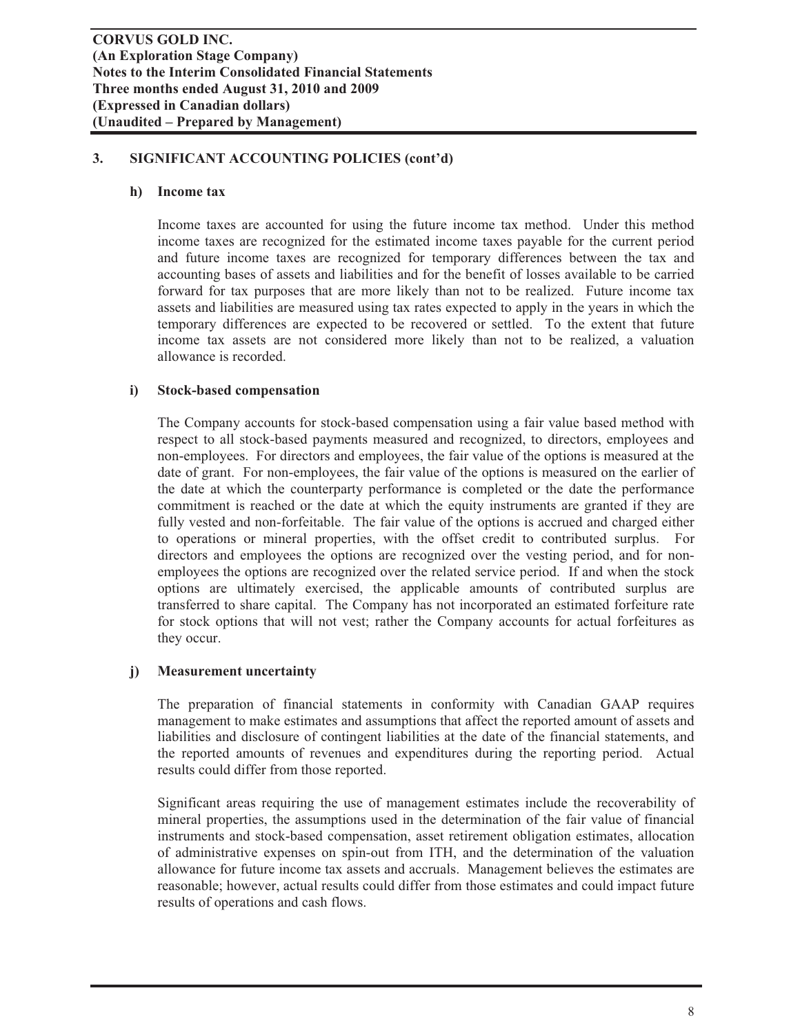## 3. SIGNIFICANT ACCOUNTING POLICIES (cont'd)

### h) Income tax

Income taxes are accounted for using the future income tax method. Under this method income taxes are recognized for the estimated income taxes payable for the current period and future income taxes are recognized for temporary differences between the tax and accounting bases of assets and liabilities and for the benefit of losses available to be carried forward for tax purposes that are more likely than not to be realized. Future income tax assets and liabilities are measured using tax rates expected to apply in the years in which the temporary differences are expected to be recovered or settled. To the extent that future income tax assets are not considered more likely than not to be realized, a valuation allowance is recorded.

### i) Stock-based compensation

The Company accounts for stock-based compensation using a fair value based method with respect to all stock-based payments measured and recognized, to directors, employees and non-employees. For directors and employees, the fair value of the options is measured at the date of grant. For non-employees, the fair value of the options is measured on the earlier of the date at which the counterparty performance is completed or the date the performance commitment is reached or the date at which the equity instruments are granted if they are fully vested and non-forfeitable. The fair value of the options is accrued and charged either to operations or mineral properties, with the offset credit to contributed surplus. For directors and employees the options are recognized over the vesting period, and for non-employees the options are recognized over the related service period. If and when the stock options are ultimately exercised, the applicable amounts of contributed surplus are transferred to share capital. The Company has not incorporated an estimated forfeiture rate for stock options that will not vest; rather the Company accounts for actual forfeitures as they occur.

### j) Measurement uncertainty

The preparation of financial statements in conformity with Canadian GAAP requires management to make estimates and assumptions that affect the reported amount of assets and liabilities and disclosure of contingent liabilities at the date of the financial statements, and the reported amounts of revenues and expenditures during the reporting period. Actual results could differ from those reported.

Significant areas requiring the use of management estimates include the recoverability of mineral properties, the assumptions used in the determination of the fair value of financial instruments and stock-based compensation, asset retirement obligation estimates, allocation of administrative expenses on spin-out from ITH, and the determination of the valuation allowance for future income tax assets and accruals. Management believes the estimates are reasonable; however, actual results could differ from those estimates and could impact future results of operations and cash flows.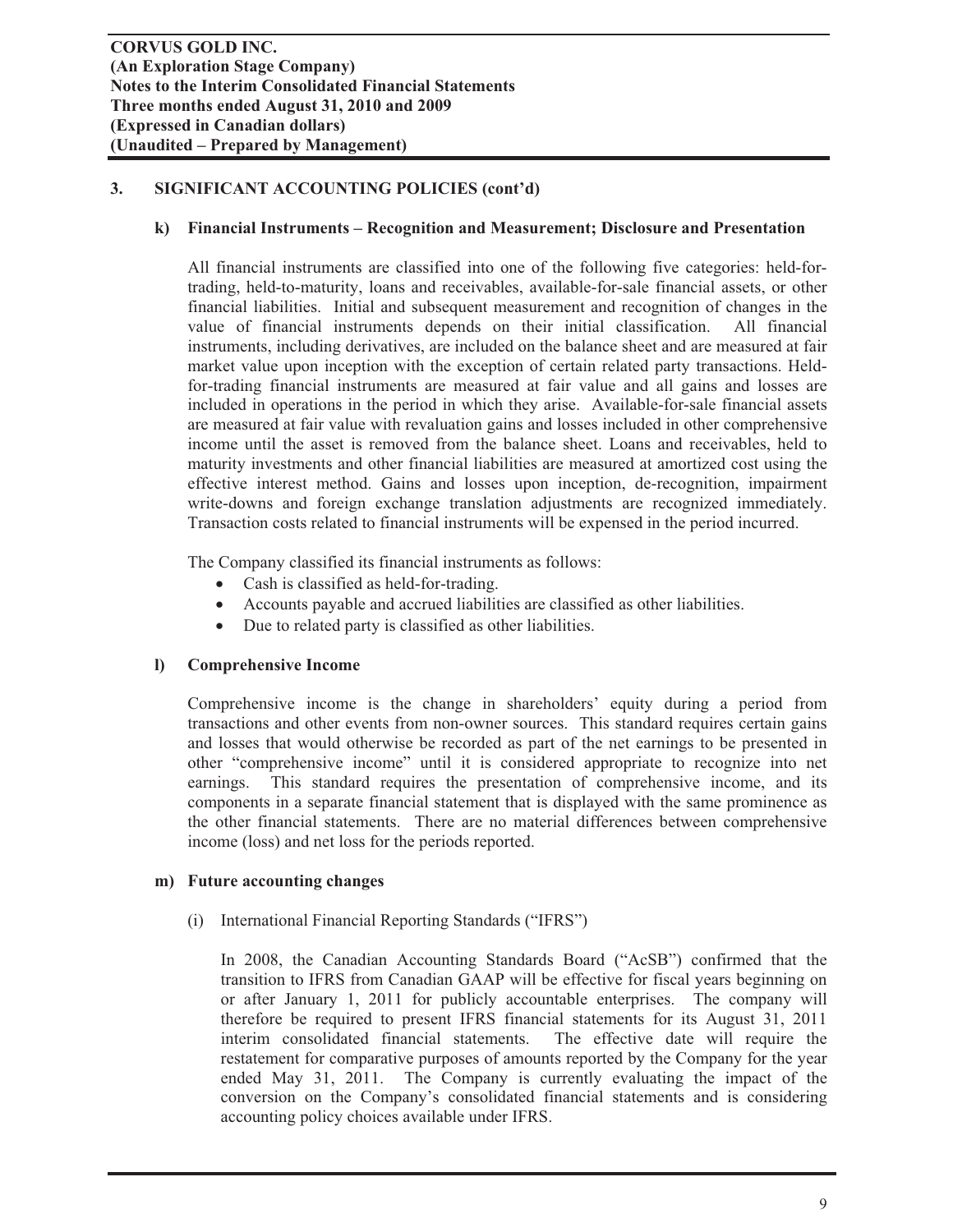## 3. SIGNIFICANT ACCOUNTING POLICIES (cont'd)

### k) Financial Instruments – Recognition and Measurement; Disclosure and Presentation

All financial instruments are classified into one of the following five categories: held-for-trading, held-to-maturity, loans and receivables, available-for-sale financial assets, or other financial liabilities. Initial and subsequent measurement and recognition of changes in the value of financial instruments depends on their initial classification. All financial instruments, including derivatives, are included on the balance sheet and are measured at fair market value upon inception with the exception of certain related party transactions. Held-for-trading financial instruments are measured at fair value and all gains and losses are included in operations in the period in which they arise. Available-for-sale financial assets are measured at fair value with revaluation gains and losses included in other comprehensive income until the asset is removed from the balance sheet. Loans and receivables, held to maturity investments and other financial liabilities are measured at amortized cost using the effective interest method. Gains and losses upon inception, de-recognition, impairment write-downs and foreign exchange translation adjustments are recognized immediately. Transaction costs related to financial instruments will be expensed in the period incurred.

The Company classified its financial instruments as follows:

- Cash is classified as held-for-trading.
- Accounts payable and accrued liabilities are classified as other liabilities.
- Due to related party is classified as other liabilities.

### l) Comprehensive Income

Comprehensive income is the change in shareholders' equity during a period from transactions and other events from non-owner sources. This standard requires certain gains and losses that would otherwise be recorded as part of the net earnings to be presented in other "comprehensive income" until it is considered appropriate to recognize into net earnings. This standard requires the presentation of comprehensive income, and its components in a separate financial statement that is displayed with the same prominence as the other financial statements. There are no material differences between comprehensive income (loss) and net loss for the periods reported.

### m) Future accounting changes

(i) International Financial Reporting Standards ("IFRS")

In 2008, the Canadian Accounting Standards Board ("AcSB") confirmed that the transition to IFRS from Canadian GAAP will be effective for fiscal years beginning on or after January 1, 2011 for publicly accountable enterprises. The company will therefore be required to present IFRS financial statements for its August 31, 2011 interim consolidated financial statements. The effective date will require the restatement for comparative purposes of amounts reported by the Company for the year ended May 31, 2011. The Company is currently evaluating the impact of the conversion on the Company's consolidated financial statements and is considering accounting policy choices available under IFRS.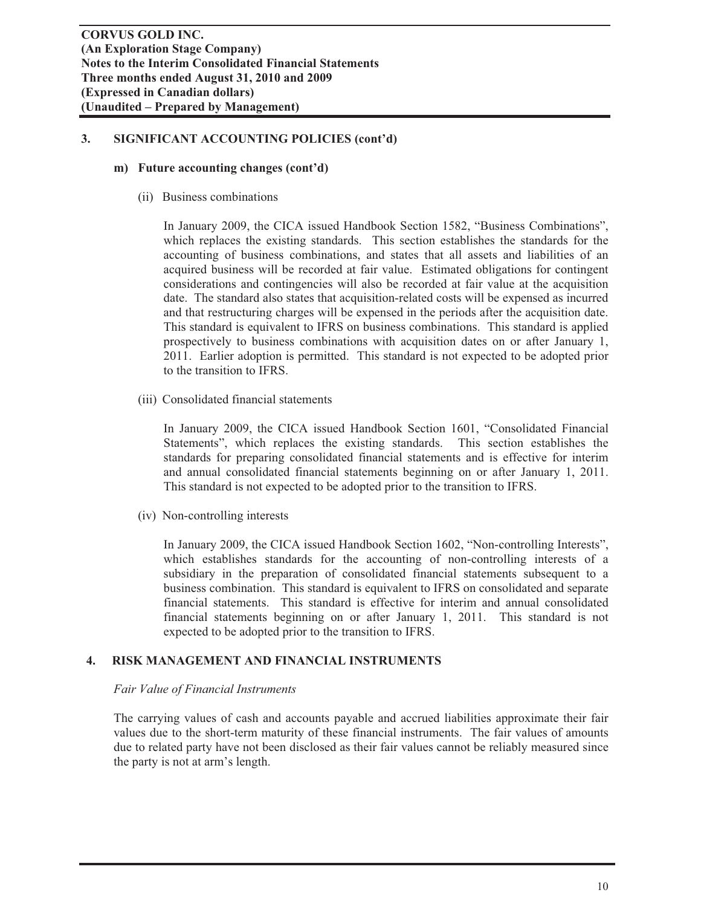## 3. SIGNIFICANT ACCOUNTING POLICIES (cont'd)

### m) Future accounting changes (cont'd)

(ii) Business combinations

In January 2009, the CICA issued Handbook Section 1582, "Business Combinations", which replaces the existing standards. This section establishes the standards for the accounting of business combinations, and states that all assets and liabilities of an acquired business will be recorded at fair value. Estimated obligations for contingent considerations and contingencies will also be recorded at fair value at the acquisition date. The standard also states that acquisition-related costs will be expensed as incurred and that restructuring charges will be expensed in the periods after the acquisition date. This standard is equivalent to IFRS on business combinations. This standard is applied prospectively to business combinations with acquisition dates on or after January 1, 2011. Earlier adoption is permitted. This standard is not expected to be adopted prior to the transition to IFRS.

(iii) Consolidated financial statements

In January 2009, the CICA issued Handbook Section 1601, "Consolidated Financial Statements", which replaces the existing standards. This section establishes the standards for preparing consolidated financial statements and is effective for interim and annual consolidated financial statements beginning on or after January 1, 2011. This standard is not expected to be adopted prior to the transition to IFRS.

(iv) Non-controlling interests

In January 2009, the CICA issued Handbook Section 1602, "Non-controlling Interests", which establishes standards for the accounting of non-controlling interests of a subsidiary in the preparation of consolidated financial statements subsequent to a business combination. This standard is equivalent to IFRS on consolidated and separate financial statements. This standard is effective for interim and annual consolidated financial statements beginning on or after January 1, 2011. This standard is not expected to be adopted prior to the transition to IFRS.

## 4. RISK MANAGEMENT AND FINANCIAL INSTRUMENTS

*Fair Value of Financial Instruments*

The carrying values of cash and accounts payable and accrued liabilities approximate their fair values due to the short-term maturity of these financial instruments. The fair values of amounts due to related party have not been disclosed as their fair values cannot be reliably measured since the party is not at arm's length.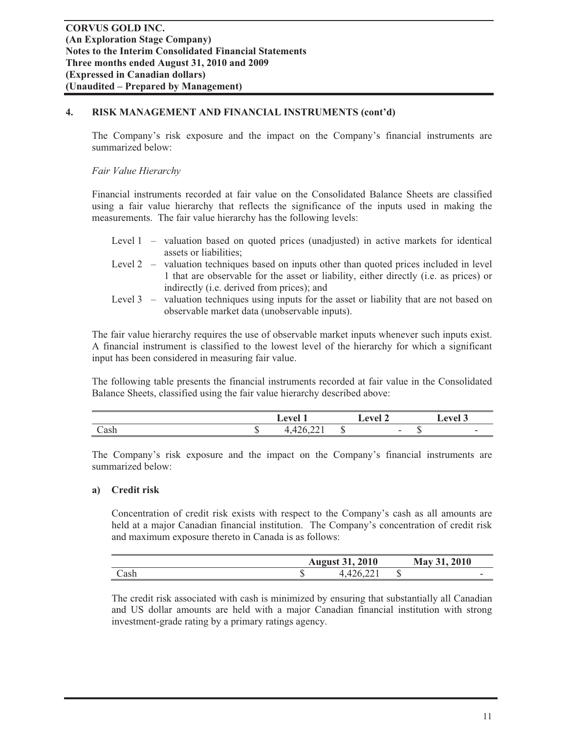**CORVUS GOLD INC.**
**(An Exploration Stage Company)**
**Notes to the Interim Consolidated Financial Statements**
**Three months ended August 31, 2010 and 2009**
**(Expressed in Canadian dollars)**
**(Unaudited – Prepared by Management)**

## 4. RISK MANAGEMENT AND FINANCIAL INSTRUMENTS (cont'd)

The Company's risk exposure and the impact on the Company's financial instruments are summarized below:

*Fair Value Hierarchy*

Financial instruments recorded at fair value on the Consolidated Balance Sheets are classified using a fair value hierarchy that reflects the significance of the inputs used in making the measurements. The fair value hierarchy has the following levels:

- Level 1 – valuation based on quoted prices (unadjusted) in active markets for identical assets or liabilities;
- Level 2 – valuation techniques based on inputs other than quoted prices included in level 1 that are observable for the asset or liability, either directly (i.e. as prices) or indirectly (i.e. derived from prices); and
- Level 3 – valuation techniques using inputs for the asset or liability that are not based on observable market data (unobservable inputs).

The fair value hierarchy requires the use of observable market inputs whenever such inputs exist. A financial instrument is classified to the lowest level of the hierarchy for which a significant input has been considered in measuring fair value.

The following table presents the financial instruments recorded at fair value in the Consolidated Balance Sheets, classified using the fair value hierarchy described above:

| | Level 1 | Level 2 | Level 3 |
|---|---|---|---|
| Cash | $ 4,426,221 | $ - | $ - |

The Company's risk exposure and the impact on the Company's financial instruments are summarized below:

### a) Credit risk

Concentration of credit risk exists with respect to the Company's cash as all amounts are held at a major Canadian financial institution. The Company's concentration of credit risk and maximum exposure thereto in Canada is as follows:

| | August 31, 2010 | May 31, 2010 |
|---|---|---|
| Cash | $ 4,426,221 | $ - |

The credit risk associated with cash is minimized by ensuring that substantially all Canadian and US dollar amounts are held with a major Canadian financial institution with strong investment-grade rating by a primary ratings agency.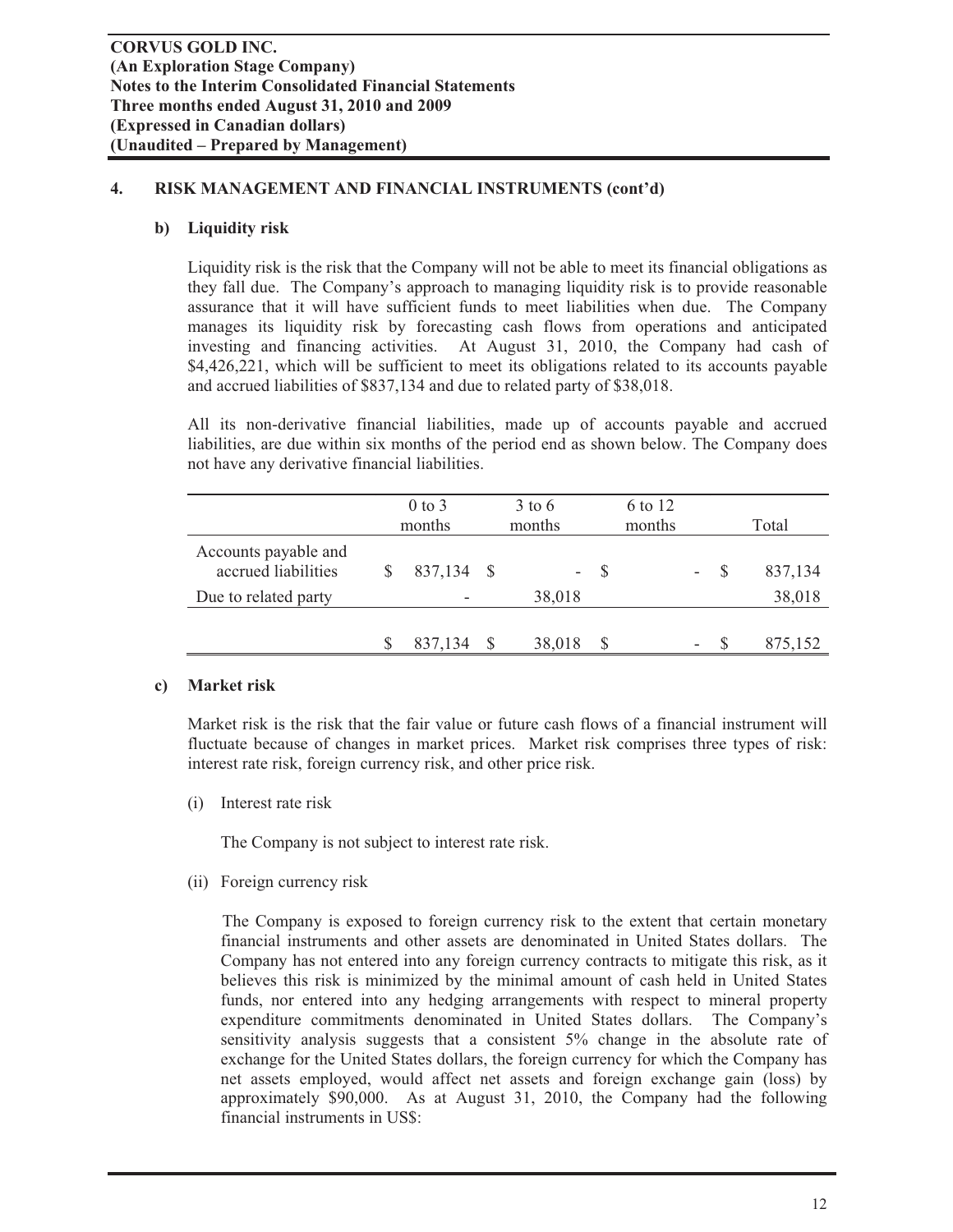## 4. RISK MANAGEMENT AND FINANCIAL INSTRUMENTS (cont'd)

### b) Liquidity risk

Liquidity risk is the risk that the Company will not be able to meet its financial obligations as they fall due. The Company's approach to managing liquidity risk is to provide reasonable assurance that it will have sufficient funds to meet liabilities when due. The Company manages its liquidity risk by forecasting cash flows from operations and anticipated investing and financing activities. At August 31, 2010, the Company had cash of $4,426,221, which will be sufficient to meet its obligations related to its accounts payable and accrued liabilities of $837,134 and due to related party of $38,018.

All its non-derivative financial liabilities, made up of accounts payable and accrued liabilities, are due within six months of the period end as shown below. The Company does not have any derivative financial liabilities.

| | 0 to 3 months | 3 to 6 months | 6 to 12 months | Total |
|---|---|---|---|---|
| Accounts payable and accrued liabilities | $ 837,134 | $ - | $ - | $ 837,134 |
| Due to related party | - | 38,018 | | 38,018 |
| | $ 837,134 | $ 38,018 | $ - | $ 875,152 |

### c) Market risk

Market risk is the risk that the fair value or future cash flows of a financial instrument will fluctuate because of changes in market prices. Market risk comprises three types of risk: interest rate risk, foreign currency risk, and other price risk.

(i) Interest rate risk

The Company is not subject to interest rate risk.

(ii) Foreign currency risk

The Company is exposed to foreign currency risk to the extent that certain monetary financial instruments and other assets are denominated in United States dollars. The Company has not entered into any foreign currency contracts to mitigate this risk, as it believes this risk is minimized by the minimal amount of cash held in United States funds, nor entered into any hedging arrangements with respect to mineral property expenditure commitments denominated in United States dollars. The Company's sensitivity analysis suggests that a consistent 5% change in the absolute rate of exchange for the United States dollars, the foreign currency for which the Company has net assets employed, would affect net assets and foreign exchange gain (loss) by approximately $90,000. As at August 31, 2010, the Company had the following financial instruments in US$: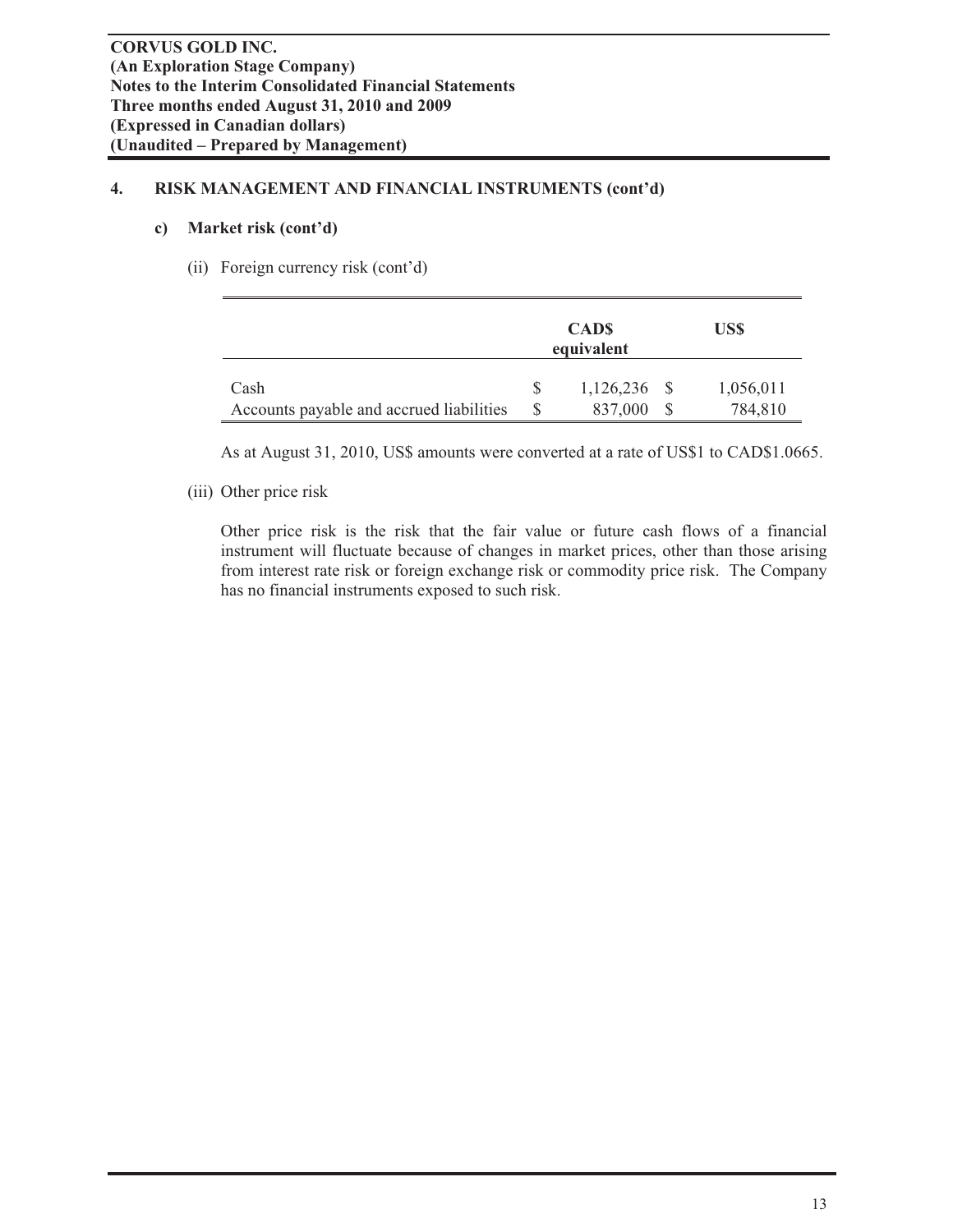## 4. RISK MANAGEMENT AND FINANCIAL INSTRUMENTS (cont'd)

### c) Market risk (cont'd)

(ii) Foreign currency risk (cont'd)

| | CAD$ equivalent | US$ |
|---|---|---|
| Cash | $ 1,126,236 | $ 1,056,011 |
| Accounts payable and accrued liabilities | $ 837,000 | $ 784,810 |

As at August 31, 2010, US$ amounts were converted at a rate of US$1 to CAD$1.0665.

(iii) Other price risk

Other price risk is the risk that the fair value or future cash flows of a financial instrument will fluctuate because of changes in market prices, other than those arising from interest rate risk or foreign exchange risk or commodity price risk. The Company has no financial instruments exposed to such risk.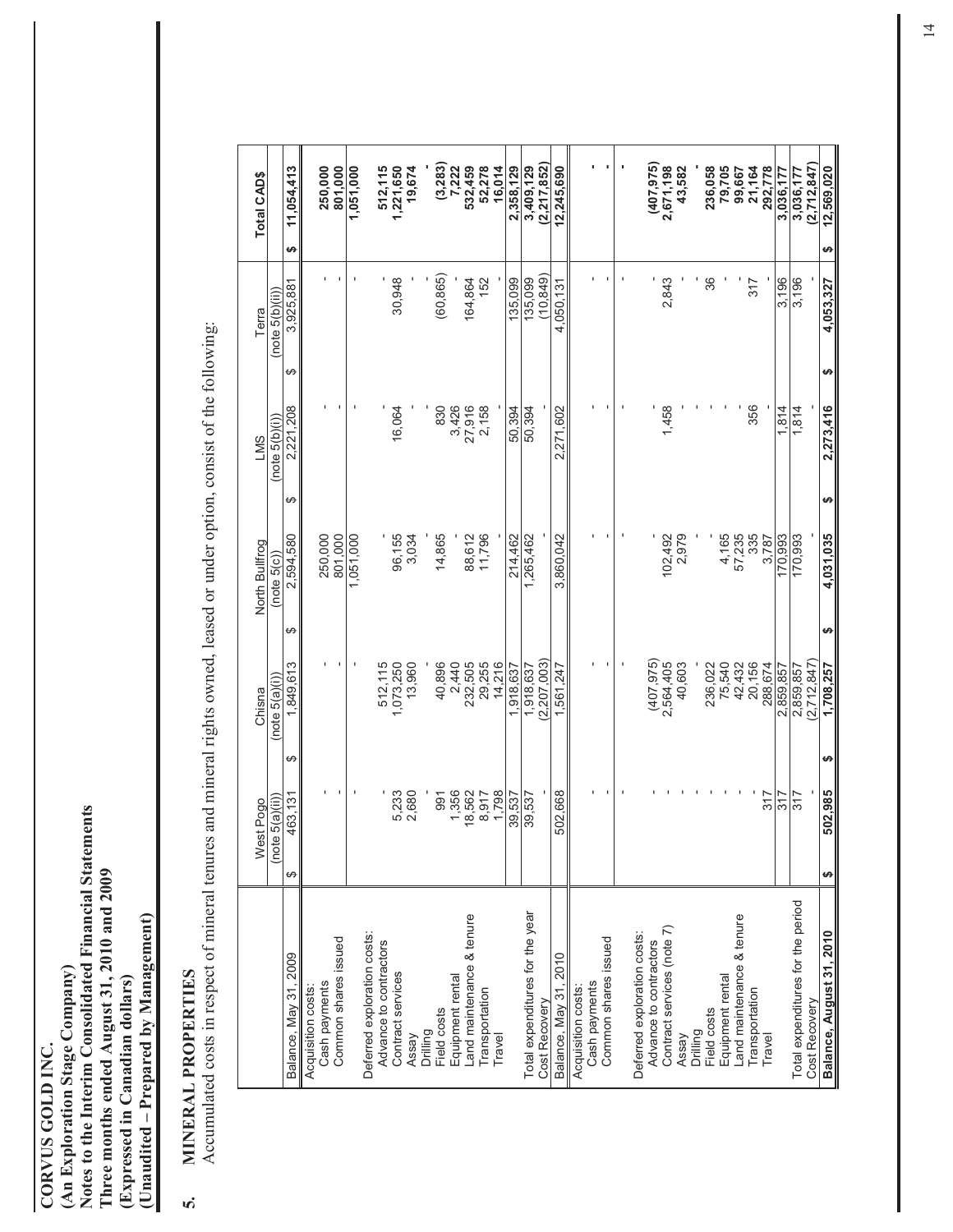**CORVUS GOLD INC.**
**(An Exploration Stage Company)**
**Notes to the Interim Consolidated Financial Statements**
**Three months ended August 31, 2010 and 2009**
**(Expressed in Canadian dollars)**
**(Unaudited – Prepared by Management)**

## 5. MINERAL PROPERTIES

Accumulated costs in respect of mineral tenures and mineral rights owned, leased or under option, consist of the following:

| | West Pogo | Chisna | North Bullfrog | LMS | Terra | Total CAD$ |
|---|---|---|---|---|---|---|
| | (note 5(a)(ii)) | (note 5(a)(i)) | (note 5(c)) | (note 5(b)(i)) | (note 5(b)(ii)) | |
| Balance, May 31, 2009 | $ 463,131 | $ 1,849,613 | $ 2,594,580 | $ 2,221,208 | $ 3,925,881 | $ 11,054,413 |
| Acquisition costs: | | | | | | |
| Cash payments | - | - | 250,000 | - | - | **250,000** |
| Common shares issued | - | - | 801,000 | - | - | **801,000** |
| | - | - | 1,051,000 | - | - | **1,051,000** |
| Deferred exploration costs: | | | | | | |
| Advance to contractors | - | 512,115 | - | - | - | **512,115** |
| Contract services | 5,233 | 1,073,250 | 96,155 | 16,064 | 30,948 | **1,221,650** |
| Assay | 2,680 | 13,960 | 3,034 | - | - | **19,674** |
| Drilling | - | - | - | - | - | **-** |
| Field costs | 991 | 40,896 | 14,865 | 830 | (60,865) | **(3,283)** |
| Equipment rental | 1,356 | 2,440 | - | 3,426 | - | **7,222** |
| Land maintenance & tenure | 18,562 | 232,505 | 88,612 | 27,916 | 164,864 | **532,459** |
| Transportation | 8,917 | 29,255 | 11,796 | 2,158 | 152 | **52,278** |
| Travel | 1,798 | 14,216 | - | - | - | **16,014** |
| | 39,537 | 1,918,637 | 214,462 | 50,394 | 135,099 | **2,358,129** |
| Total expenditures for the year | 39,537 | 1,918,637 | 1,265,462 | 50,394 | 135,099 | **3,409,129** |
| Cost Recovery | - | (2,207,003) | - | - | (10,849) | **(2,217,852)** |
| Balance, May 31, 2010 | 502,668 | 1,561,247 | 3,860,042 | 2,271,602 | 4,050,131 | **12,245,690** |
| Acquisition costs: | | | | | | |
| Cash payments | - | - | - | - | - | **-** |
| Common shares issued | - | - | - | - | - | **-** |
| | - | - | - | - | - | **-** |
| Deferred exploration costs: | | | | | | |
| Advance to contractors | - | (407,975) | - | - | - | **(407,975)** |
| Contract services (note 7) | - | 2,564,405 | 102,492 | 1,458 | 2,843 | **2,671,198** |
| Assay | - | 40,603 | 2,979 | - | - | **43,582** |
| Drilling | - | - | - | - | - | **-** |
| Field costs | - | 236,022 | - | - | 36 | **236,058** |
| Equipment rental | - | 75,540 | 4,165 | - | - | **79,705** |
| Land maintenance & tenure | - | 42,432 | 57,235 | - | - | **99,667** |
| Transportation | - | 20,156 | 335 | 356 | 317 | **21,164** |
| Travel | 317 | 288,674 | 3,787 | - | - | **292,778** |
| | 317 | 2,859,857 | 170,993 | 1,814 | 3,196 | **3,036,177** |
| Total expenditures for the period | 317 | 2,859,857 | 170,993 | 1,814 | 3,196 | **3,036,177** |
| Cost Recovery | - | (2,712,847) | - | - | - | **(2,712,847)** |
| **Balance, August 31, 2010** | **$ 502,985** | **$ 1,708,257** | **$ 4,031,035** | **$ 2,273,416** | **$ 4,053,327** | **$ 12,569,020** |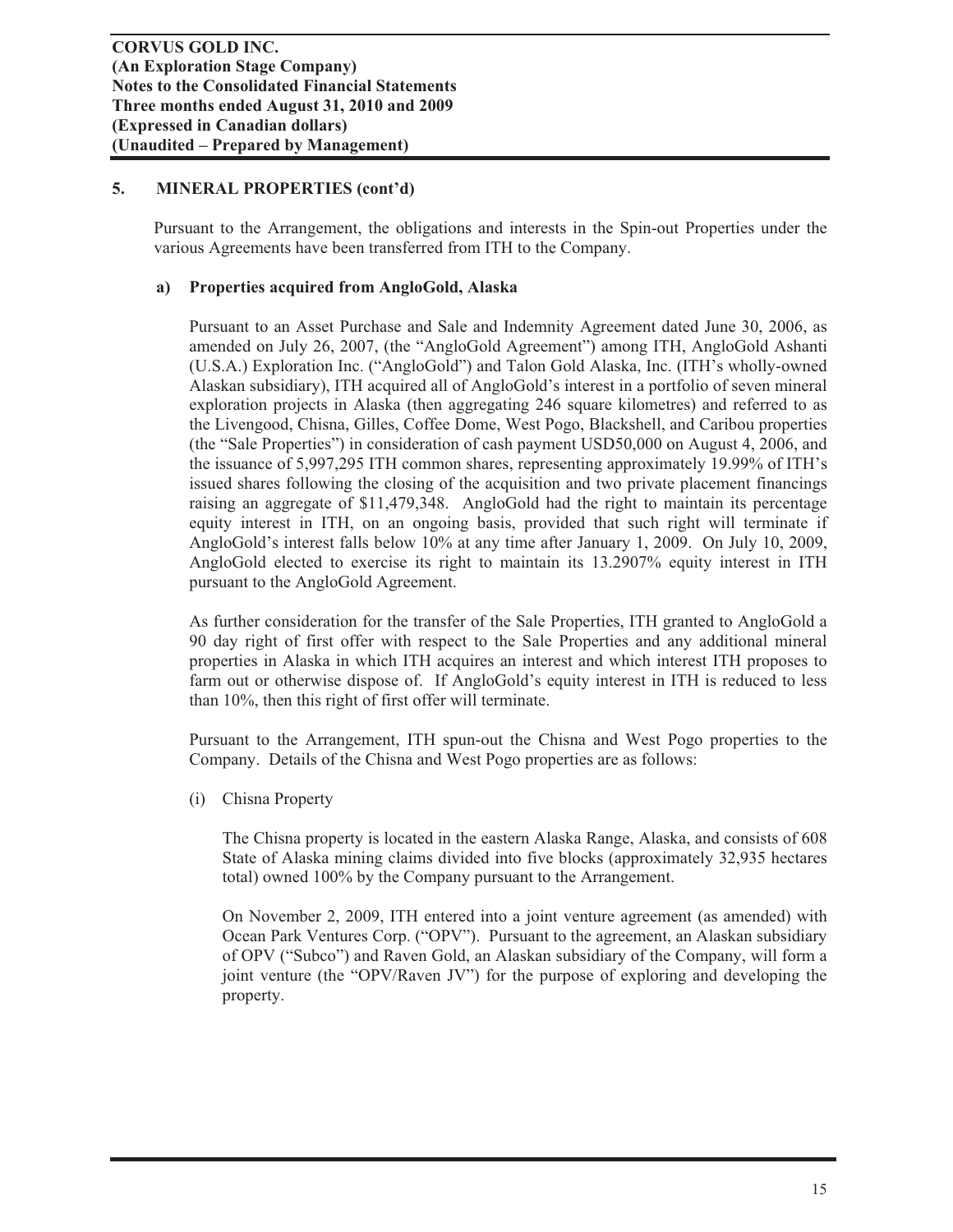## 5. MINERAL PROPERTIES (cont'd)

Pursuant to the Arrangement, the obligations and interests in the Spin-out Properties under the various Agreements have been transferred from ITH to the Company.

### a) Properties acquired from AngloGold, Alaska

Pursuant to an Asset Purchase and Sale and Indemnity Agreement dated June 30, 2006, as amended on July 26, 2007, (the "AngloGold Agreement") among ITH, AngloGold Ashanti (U.S.A.) Exploration Inc. ("AngloGold") and Talon Gold Alaska, Inc. (ITH's wholly-owned Alaskan subsidiary), ITH acquired all of AngloGold's interest in a portfolio of seven mineral exploration projects in Alaska (then aggregating 246 square kilometres) and referred to as the Livengood, Chisna, Gilles, Coffee Dome, West Pogo, Blackshell, and Caribou properties (the "Sale Properties") in consideration of cash payment USD50,000 on August 4, 2006, and the issuance of 5,997,295 ITH common shares, representing approximately 19.99% of ITH's issued shares following the closing of the acquisition and two private placement financings raising an aggregate of $11,479,348. AngloGold had the right to maintain its percentage equity interest in ITH, on an ongoing basis, provided that such right will terminate if AngloGold's interest falls below 10% at any time after January 1, 2009. On July 10, 2009, AngloGold elected to exercise its right to maintain its 13.2907% equity interest in ITH pursuant to the AngloGold Agreement.

As further consideration for the transfer of the Sale Properties, ITH granted to AngloGold a 90 day right of first offer with respect to the Sale Properties and any additional mineral properties in Alaska in which ITH acquires an interest and which interest ITH proposes to farm out or otherwise dispose of. If AngloGold's equity interest in ITH is reduced to less than 10%, then this right of first offer will terminate.

Pursuant to the Arrangement, ITH spun-out the Chisna and West Pogo properties to the Company. Details of the Chisna and West Pogo properties are as follows:

(i) Chisna Property

The Chisna property is located in the eastern Alaska Range, Alaska, and consists of 608 State of Alaska mining claims divided into five blocks (approximately 32,935 hectares total) owned 100% by the Company pursuant to the Arrangement.

On November 2, 2009, ITH entered into a joint venture agreement (as amended) with Ocean Park Ventures Corp. ("OPV"). Pursuant to the agreement, an Alaskan subsidiary of OPV ("Subco") and Raven Gold, an Alaskan subsidiary of the Company, will form a joint venture (the "OPV/Raven JV") for the purpose of exploring and developing the property.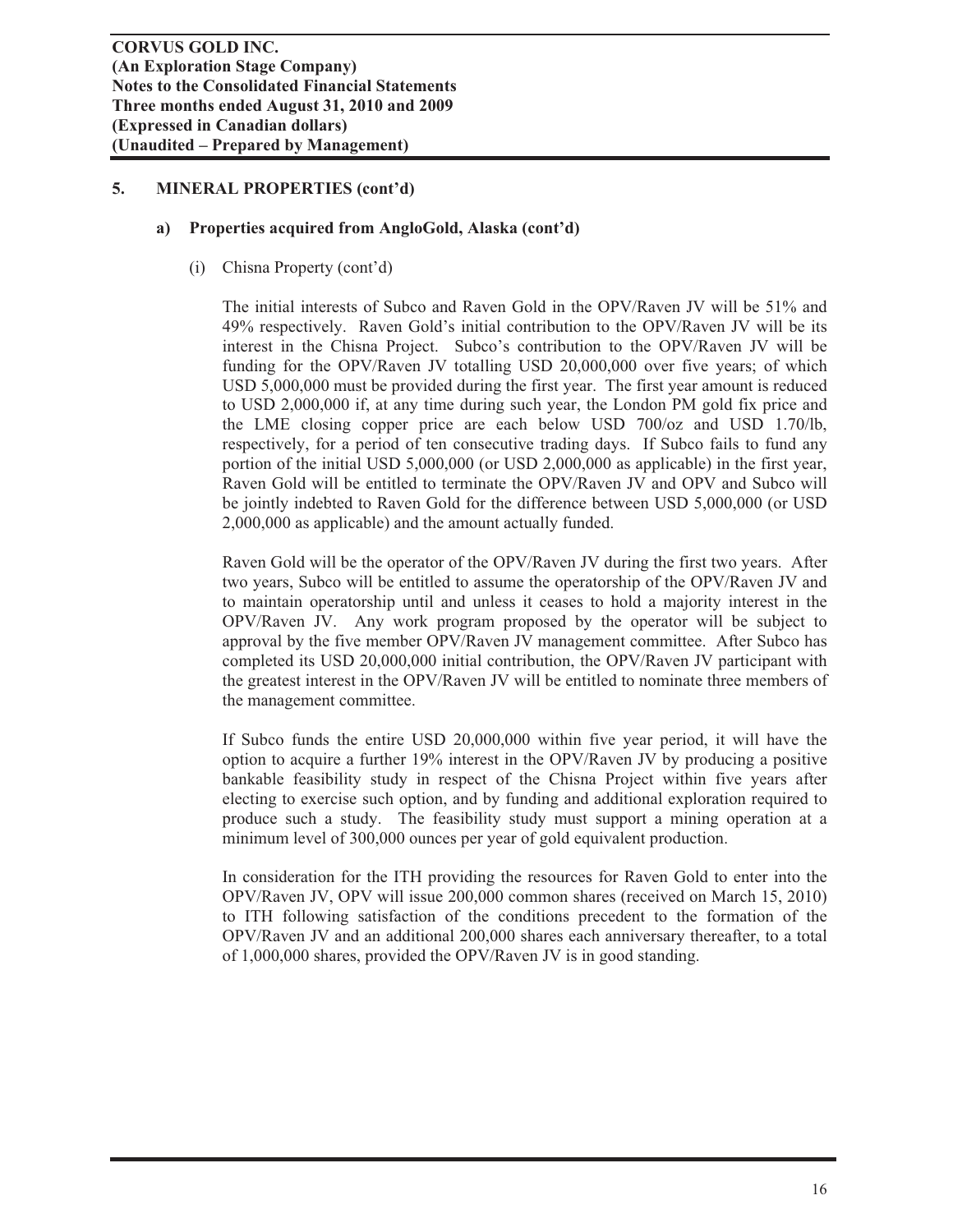## 5. MINERAL PROPERTIES (cont'd)

### a) Properties acquired from AngloGold, Alaska (cont'd)

(i) Chisna Property (cont'd)

The initial interests of Subco and Raven Gold in the OPV/Raven JV will be 51% and 49% respectively. Raven Gold's initial contribution to the OPV/Raven JV will be its interest in the Chisna Project. Subco's contribution to the OPV/Raven JV will be funding for the OPV/Raven JV totalling USD 20,000,000 over five years; of which USD 5,000,000 must be provided during the first year. The first year amount is reduced to USD 2,000,000 if, at any time during such year, the London PM gold fix price and the LME closing copper price are each below USD 700/oz and USD 1.70/lb, respectively, for a period of ten consecutive trading days. If Subco fails to fund any portion of the initial USD 5,000,000 (or USD 2,000,000 as applicable) in the first year, Raven Gold will be entitled to terminate the OPV/Raven JV and OPV and Subco will be jointly indebted to Raven Gold for the difference between USD 5,000,000 (or USD 2,000,000 as applicable) and the amount actually funded.

Raven Gold will be the operator of the OPV/Raven JV during the first two years. After two years, Subco will be entitled to assume the operatorship of the OPV/Raven JV and to maintain operatorship until and unless it ceases to hold a majority interest in the OPV/Raven JV. Any work program proposed by the operator will be subject to approval by the five member OPV/Raven JV management committee. After Subco has completed its USD 20,000,000 initial contribution, the OPV/Raven JV participant with the greatest interest in the OPV/Raven JV will be entitled to nominate three members of the management committee.

If Subco funds the entire USD 20,000,000 within five year period, it will have the option to acquire a further 19% interest in the OPV/Raven JV by producing a positive bankable feasibility study in respect of the Chisna Project within five years after electing to exercise such option, and by funding and additional exploration required to produce such a study. The feasibility study must support a mining operation at a minimum level of 300,000 ounces per year of gold equivalent production.

In consideration for the ITH providing the resources for Raven Gold to enter into the OPV/Raven JV, OPV will issue 200,000 common shares (received on March 15, 2010) to ITH following satisfaction of the conditions precedent to the formation of the OPV/Raven JV and an additional 200,000 shares each anniversary thereafter, to a total of 1,000,000 shares, provided the OPV/Raven JV is in good standing.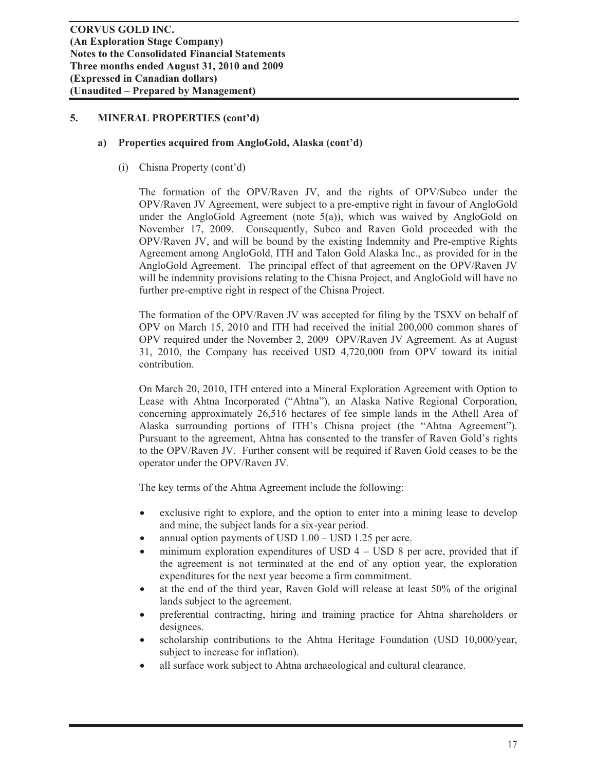## 5. MINERAL PROPERTIES (cont'd)

### a) Properties acquired from AngloGold, Alaska (cont'd)

(i) Chisna Property (cont'd)

The formation of the OPV/Raven JV, and the rights of OPV/Subco under the OPV/Raven JV Agreement, were subject to a pre-emptive right in favour of AngloGold under the AngloGold Agreement (note 5(a)), which was waived by AngloGold on November 17, 2009. Consequently, Subco and Raven Gold proceeded with the OPV/Raven JV, and will be bound by the existing Indemnity and Pre-emptive Rights Agreement among AngloGold, ITH and Talon Gold Alaska Inc., as provided for in the AngloGold Agreement. The principal effect of that agreement on the OPV/Raven JV will be indemnity provisions relating to the Chisna Project, and AngloGold will have no further pre-emptive right in respect of the Chisna Project.

The formation of the OPV/Raven JV was accepted for filing by the TSXV on behalf of OPV on March 15, 2010 and ITH had received the initial 200,000 common shares of OPV required under the November 2, 2009 OPV/Raven JV Agreement. As at August 31, 2010, the Company has received USD 4,720,000 from OPV toward its initial contribution.

On March 20, 2010, ITH entered into a Mineral Exploration Agreement with Option to Lease with Ahtna Incorporated ("Ahtna"), an Alaska Native Regional Corporation, concerning approximately 26,516 hectares of fee simple lands in the Athell Area of Alaska surrounding portions of ITH's Chisna project (the "Ahtna Agreement"). Pursuant to the agreement, Ahtna has consented to the transfer of Raven Gold's rights to the OPV/Raven JV. Further consent will be required if Raven Gold ceases to be the operator under the OPV/Raven JV.

The key terms of the Ahtna Agreement include the following:

- exclusive right to explore, and the option to enter into a mining lease to develop and mine, the subject lands for a six-year period.
- annual option payments of USD 1.00 – USD 1.25 per acre.
- minimum exploration expenditures of USD 4 – USD 8 per acre, provided that if the agreement is not terminated at the end of any option year, the exploration expenditures for the next year become a firm commitment.
- at the end of the third year, Raven Gold will release at least 50% of the original lands subject to the agreement.
- preferential contracting, hiring and training practice for Ahtna shareholders or designees.
- scholarship contributions to the Ahtna Heritage Foundation (USD 10,000/year, subject to increase for inflation).
- all surface work subject to Ahtna archaeological and cultural clearance.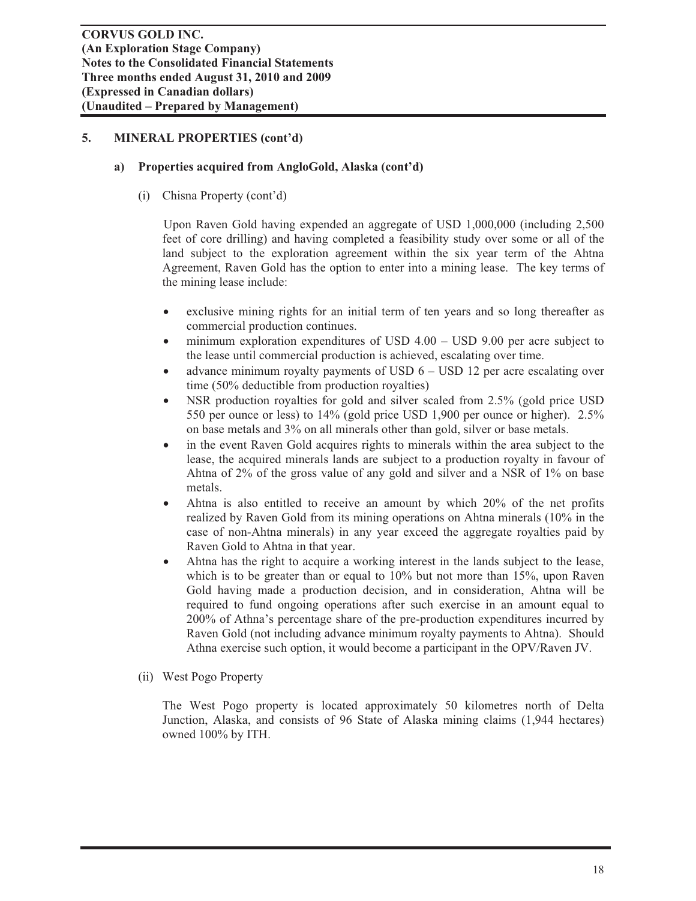## 5. MINERAL PROPERTIES (cont'd)

### a) Properties acquired from AngloGold, Alaska (cont'd)

(i) Chisna Property (cont'd)

Upon Raven Gold having expended an aggregate of USD 1,000,000 (including 2,500 feet of core drilling) and having completed a feasibility study over some or all of the land subject to the exploration agreement within the six year term of the Ahtna Agreement, Raven Gold has the option to enter into a mining lease. The key terms of the mining lease include:

- exclusive mining rights for an initial term of ten years and so long thereafter as commercial production continues.
- minimum exploration expenditures of USD 4.00 – USD 9.00 per acre subject to the lease until commercial production is achieved, escalating over time.
- advance minimum royalty payments of USD 6 – USD 12 per acre escalating over time (50% deductible from production royalties)
- NSR production royalties for gold and silver scaled from 2.5% (gold price USD 550 per ounce or less) to 14% (gold price USD 1,900 per ounce or higher). 2.5% on base metals and 3% on all minerals other than gold, silver or base metals.
- in the event Raven Gold acquires rights to minerals within the area subject to the lease, the acquired minerals lands are subject to a production royalty in favour of Ahtna of 2% of the gross value of any gold and silver and a NSR of 1% on base metals.
- Ahtna is also entitled to receive an amount by which 20% of the net profits realized by Raven Gold from its mining operations on Ahtna minerals (10% in the case of non-Ahtna minerals) in any year exceed the aggregate royalties paid by Raven Gold to Ahtna in that year.
- Ahtna has the right to acquire a working interest in the lands subject to the lease, which is to be greater than or equal to 10% but not more than 15%, upon Raven Gold having made a production decision, and in consideration, Ahtna will be required to fund ongoing operations after such exercise in an amount equal to 200% of Athna's percentage share of the pre-production expenditures incurred by Raven Gold (not including advance minimum royalty payments to Ahtna). Should Athna exercise such option, it would become a participant in the OPV/Raven JV.

(ii) West Pogo Property

The West Pogo property is located approximately 50 kilometres north of Delta Junction, Alaska, and consists of 96 State of Alaska mining claims (1,944 hectares) owned 100% by ITH.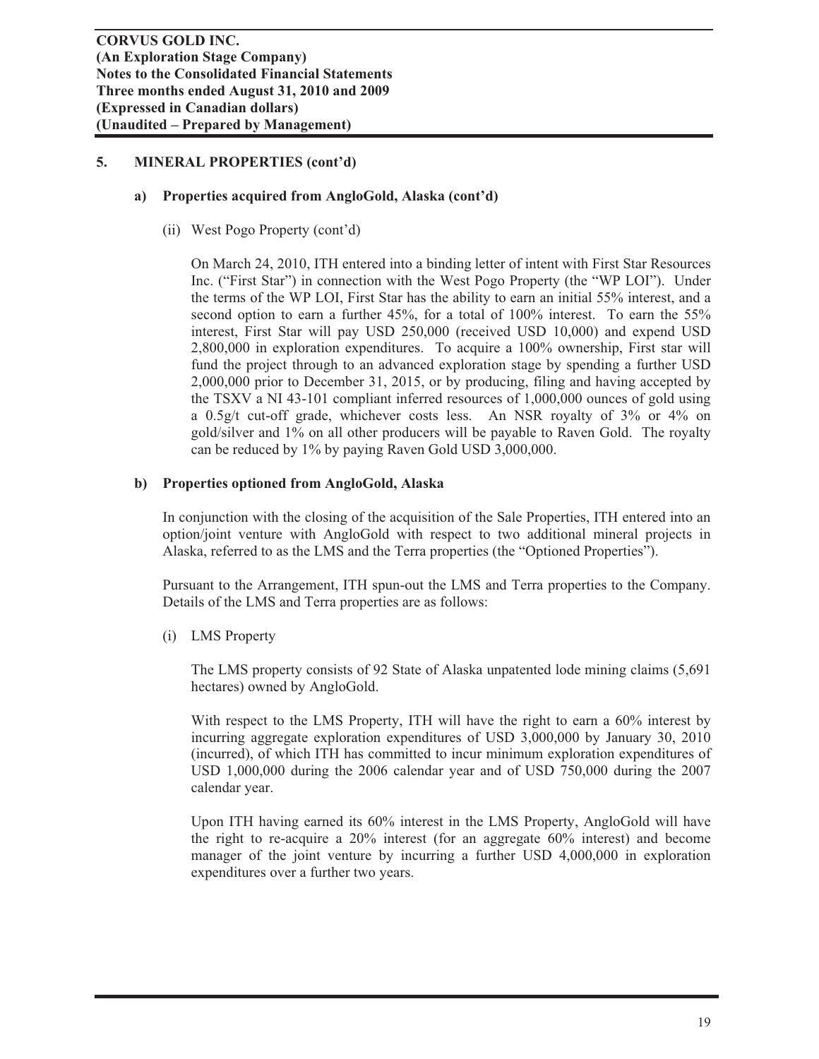## 5. MINERAL PROPERTIES (cont'd)

### a) Properties acquired from AngloGold, Alaska (cont'd)

(ii) West Pogo Property (cont'd)

On March 24, 2010, ITH entered into a binding letter of intent with First Star Resources Inc. ("First Star") in connection with the West Pogo Property (the "WP LOI"). Under the terms of the WP LOI, First Star has the ability to earn an initial 55% interest, and a second option to earn a further 45%, for a total of 100% interest. To earn the 55% interest, First Star will pay USD 250,000 (received USD 10,000) and expend USD 2,800,000 in exploration expenditures. To acquire a 100% ownership, First star will fund the project through to an advanced exploration stage by spending a further USD 2,000,000 prior to December 31, 2015, or by producing, filing and having accepted by the TSXV a NI 43-101 compliant inferred resources of 1,000,000 ounces of gold using a 0.5g/t cut-off grade, whichever costs less. An NSR royalty of 3% or 4% on gold/silver and 1% on all other producers will be payable to Raven Gold. The royalty can be reduced by 1% by paying Raven Gold USD 3,000,000.

### b) Properties optioned from AngloGold, Alaska

In conjunction with the closing of the acquisition of the Sale Properties, ITH entered into an option/joint venture with AngloGold with respect to two additional mineral projects in Alaska, referred to as the LMS and the Terra properties (the "Optioned Properties").

Pursuant to the Arrangement, ITH spun-out the LMS and Terra properties to the Company. Details of the LMS and Terra properties are as follows:

(i) LMS Property

The LMS property consists of 92 State of Alaska unpatented lode mining claims (5,691 hectares) owned by AngloGold.

With respect to the LMS Property, ITH will have the right to earn a 60% interest by incurring aggregate exploration expenditures of USD 3,000,000 by January 30, 2010 (incurred), of which ITH has committed to incur minimum exploration expenditures of USD 1,000,000 during the 2006 calendar year and of USD 750,000 during the 2007 calendar year.

Upon ITH having earned its 60% interest in the LMS Property, AngloGold will have the right to re-acquire a 20% interest (for an aggregate 60% interest) and become manager of the joint venture by incurring a further USD 4,000,000 in exploration expenditures over a further two years.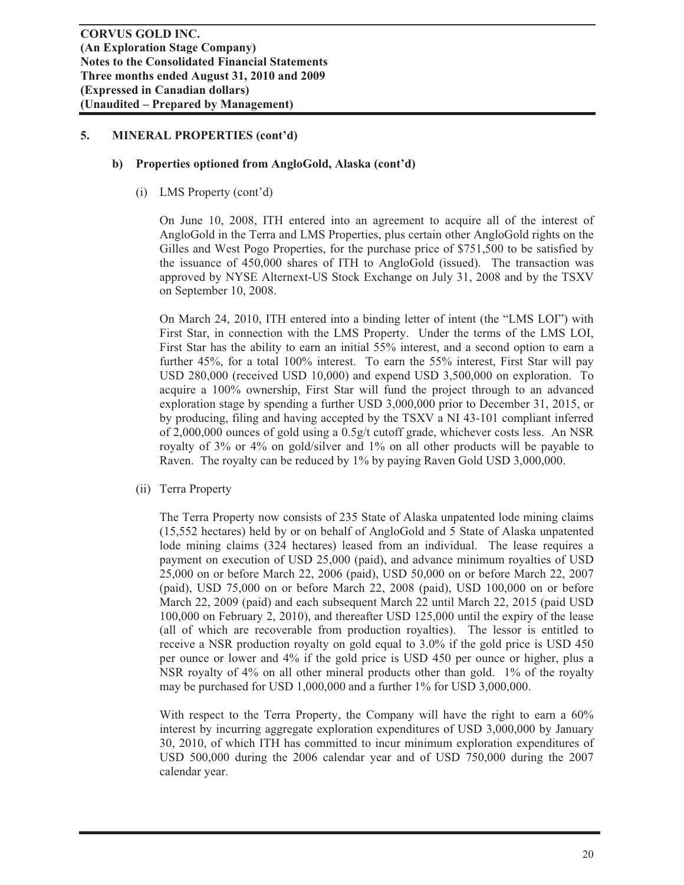## 5. MINERAL PROPERTIES (cont'd)

### b) Properties optioned from AngloGold, Alaska (cont'd)

(i) LMS Property (cont'd)

On June 10, 2008, ITH entered into an agreement to acquire all of the interest of AngloGold in the Terra and LMS Properties, plus certain other AngloGold rights on the Gilles and West Pogo Properties, for the purchase price of $751,500 to be satisfied by the issuance of 450,000 shares of ITH to AngloGold (issued). The transaction was approved by NYSE Alternext-US Stock Exchange on July 31, 2008 and by the TSXV on September 10, 2008.

On March 24, 2010, ITH entered into a binding letter of intent (the "LMS LOI") with First Star, in connection with the LMS Property. Under the terms of the LMS LOI, First Star has the ability to earn an initial 55% interest, and a second option to earn a further 45%, for a total 100% interest. To earn the 55% interest, First Star will pay USD 280,000 (received USD 10,000) and expend USD 3,500,000 on exploration. To acquire a 100% ownership, First Star will fund the project through to an advanced exploration stage by spending a further USD 3,000,000 prior to December 31, 2015, or by producing, filing and having accepted by the TSXV a NI 43-101 compliant inferred of 2,000,000 ounces of gold using a 0.5g/t cutoff grade, whichever costs less. An NSR royalty of 3% or 4% on gold/silver and 1% on all other products will be payable to Raven. The royalty can be reduced by 1% by paying Raven Gold USD 3,000,000.

(ii) Terra Property

The Terra Property now consists of 235 State of Alaska unpatented lode mining claims (15,552 hectares) held by or on behalf of AngloGold and 5 State of Alaska unpatented lode mining claims (324 hectares) leased from an individual. The lease requires a payment on execution of USD 25,000 (paid), and advance minimum royalties of USD 25,000 on or before March 22, 2006 (paid), USD 50,000 on or before March 22, 2007 (paid), USD 75,000 on or before March 22, 2008 (paid), USD 100,000 on or before March 22, 2009 (paid) and each subsequent March 22 until March 22, 2015 (paid USD 100,000 on February 2, 2010), and thereafter USD 125,000 until the expiry of the lease (all of which are recoverable from production royalties). The lessor is entitled to receive a NSR production royalty on gold equal to 3.0% if the gold price is USD 450 per ounce or lower and 4% if the gold price is USD 450 per ounce or higher, plus a NSR royalty of 4% on all other mineral products other than gold. 1% of the royalty may be purchased for USD 1,000,000 and a further 1% for USD 3,000,000.

With respect to the Terra Property, the Company will have the right to earn a 60% interest by incurring aggregate exploration expenditures of USD 3,000,000 by January 30, 2010, of which ITH has committed to incur minimum exploration expenditures of USD 500,000 during the 2006 calendar year and of USD 750,000 during the 2007 calendar year.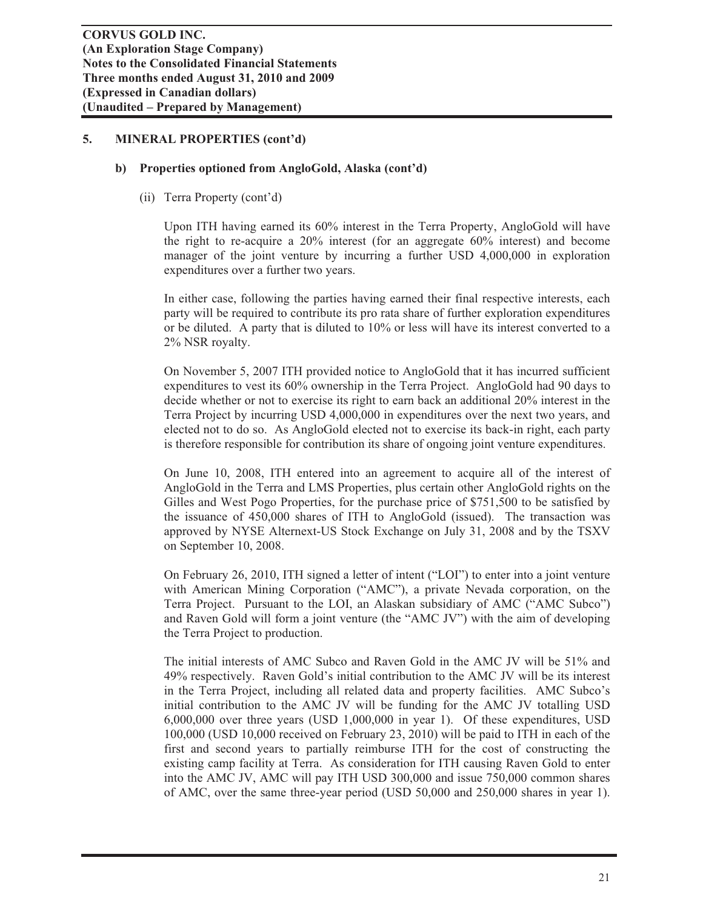## 5. MINERAL PROPERTIES (cont'd)

### b) Properties optioned from AngloGold, Alaska (cont'd)

(ii) Terra Property (cont'd)

Upon ITH having earned its 60% interest in the Terra Property, AngloGold will have the right to re-acquire a 20% interest (for an aggregate 60% interest) and become manager of the joint venture by incurring a further USD 4,000,000 in exploration expenditures over a further two years.

In either case, following the parties having earned their final respective interests, each party will be required to contribute its pro rata share of further exploration expenditures or be diluted. A party that is diluted to 10% or less will have its interest converted to a 2% NSR royalty.

On November 5, 2007 ITH provided notice to AngloGold that it has incurred sufficient expenditures to vest its 60% ownership in the Terra Project. AngloGold had 90 days to decide whether or not to exercise its right to earn back an additional 20% interest in the Terra Project by incurring USD 4,000,000 in expenditures over the next two years, and elected not to do so. As AngloGold elected not to exercise its back-in right, each party is therefore responsible for contribution its share of ongoing joint venture expenditures.

On June 10, 2008, ITH entered into an agreement to acquire all of the interest of AngloGold in the Terra and LMS Properties, plus certain other AngloGold rights on the Gilles and West Pogo Properties, for the purchase price of $751,500 to be satisfied by the issuance of 450,000 shares of ITH to AngloGold (issued). The transaction was approved by NYSE Alternext-US Stock Exchange on July 31, 2008 and by the TSXV on September 10, 2008.

On February 26, 2010, ITH signed a letter of intent ("LOI") to enter into a joint venture with American Mining Corporation ("AMC"), a private Nevada corporation, on the Terra Project. Pursuant to the LOI, an Alaskan subsidiary of AMC ("AMC Subco") and Raven Gold will form a joint venture (the "AMC JV") with the aim of developing the Terra Project to production.

The initial interests of AMC Subco and Raven Gold in the AMC JV will be 51% and 49% respectively. Raven Gold's initial contribution to the AMC JV will be its interest in the Terra Project, including all related data and property facilities. AMC Subco's initial contribution to the AMC JV will be funding for the AMC JV totalling USD 6,000,000 over three years (USD 1,000,000 in year 1). Of these expenditures, USD 100,000 (USD 10,000 received on February 23, 2010) will be paid to ITH in each of the first and second years to partially reimburse ITH for the cost of constructing the existing camp facility at Terra. As consideration for ITH causing Raven Gold to enter into the AMC JV, AMC will pay ITH USD 300,000 and issue 750,000 common shares of AMC, over the same three-year period (USD 50,000 and 250,000 shares in year 1).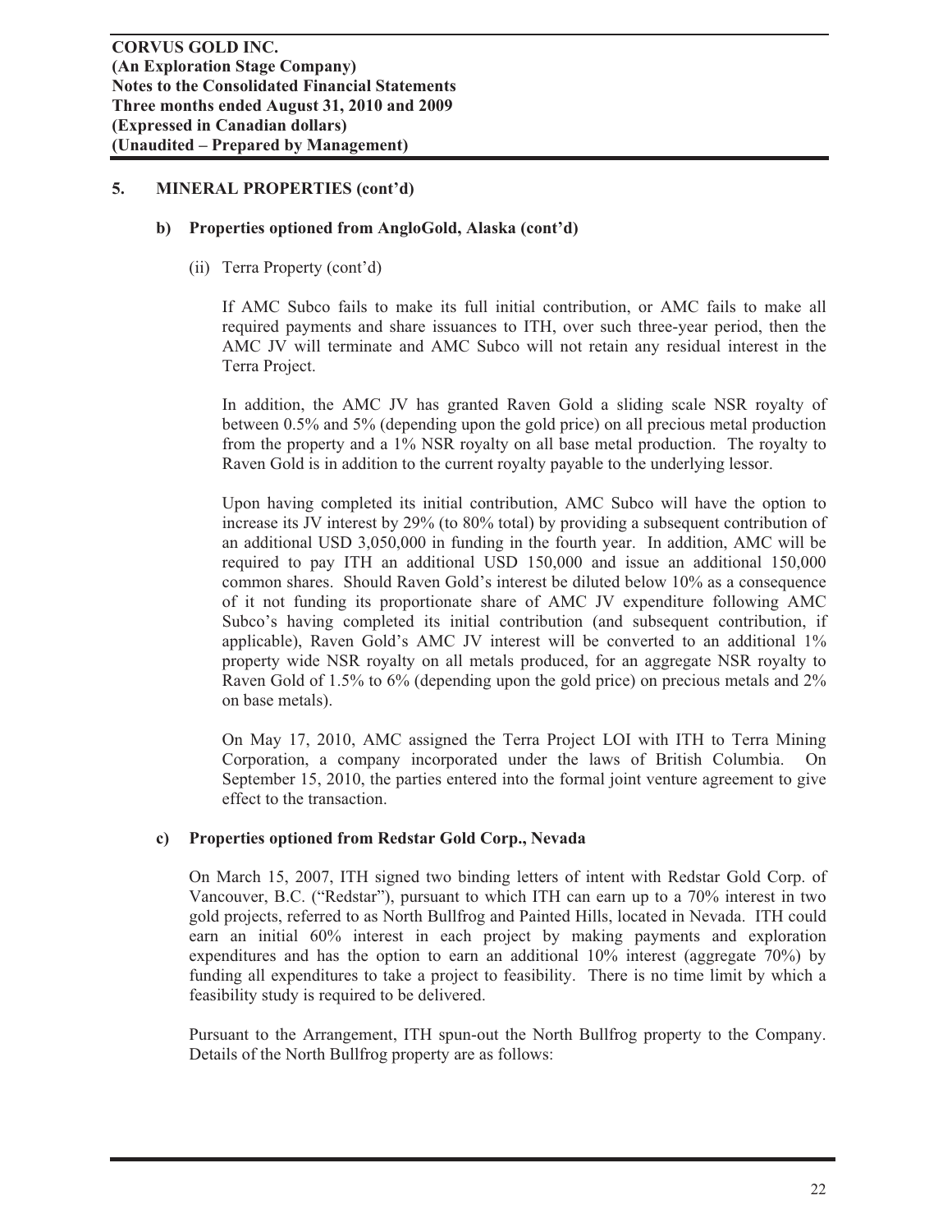## 5. MINERAL PROPERTIES (cont'd)

### b) Properties optioned from AngloGold, Alaska (cont'd)

(ii) Terra Property (cont'd)

If AMC Subco fails to make its full initial contribution, or AMC fails to make all required payments and share issuances to ITH, over such three-year period, then the AMC JV will terminate and AMC Subco will not retain any residual interest in the Terra Project.

In addition, the AMC JV has granted Raven Gold a sliding scale NSR royalty of between 0.5% and 5% (depending upon the gold price) on all precious metal production from the property and a 1% NSR royalty on all base metal production. The royalty to Raven Gold is in addition to the current royalty payable to the underlying lessor.

Upon having completed its initial contribution, AMC Subco will have the option to increase its JV interest by 29% (to 80% total) by providing a subsequent contribution of an additional USD 3,050,000 in funding in the fourth year. In addition, AMC will be required to pay ITH an additional USD 150,000 and issue an additional 150,000 common shares. Should Raven Gold's interest be diluted below 10% as a consequence of it not funding its proportionate share of AMC JV expenditure following AMC Subco's having completed its initial contribution (and subsequent contribution, if applicable), Raven Gold's AMC JV interest will be converted to an additional 1% property wide NSR royalty on all metals produced, for an aggregate NSR royalty to Raven Gold of 1.5% to 6% (depending upon the gold price) on precious metals and 2% on base metals).

On May 17, 2010, AMC assigned the Terra Project LOI with ITH to Terra Mining Corporation, a company incorporated under the laws of British Columbia. On September 15, 2010, the parties entered into the formal joint venture agreement to give effect to the transaction.

### c) Properties optioned from Redstar Gold Corp., Nevada

On March 15, 2007, ITH signed two binding letters of intent with Redstar Gold Corp. of Vancouver, B.C. ("Redstar"), pursuant to which ITH can earn up to a 70% interest in two gold projects, referred to as North Bullfrog and Painted Hills, located in Nevada. ITH could earn an initial 60% interest in each project by making payments and exploration expenditures and has the option to earn an additional 10% interest (aggregate 70%) by funding all expenditures to take a project to feasibility. There is no time limit by which a feasibility study is required to be delivered.

Pursuant to the Arrangement, ITH spun-out the North Bullfrog property to the Company. Details of the North Bullfrog property are as follows: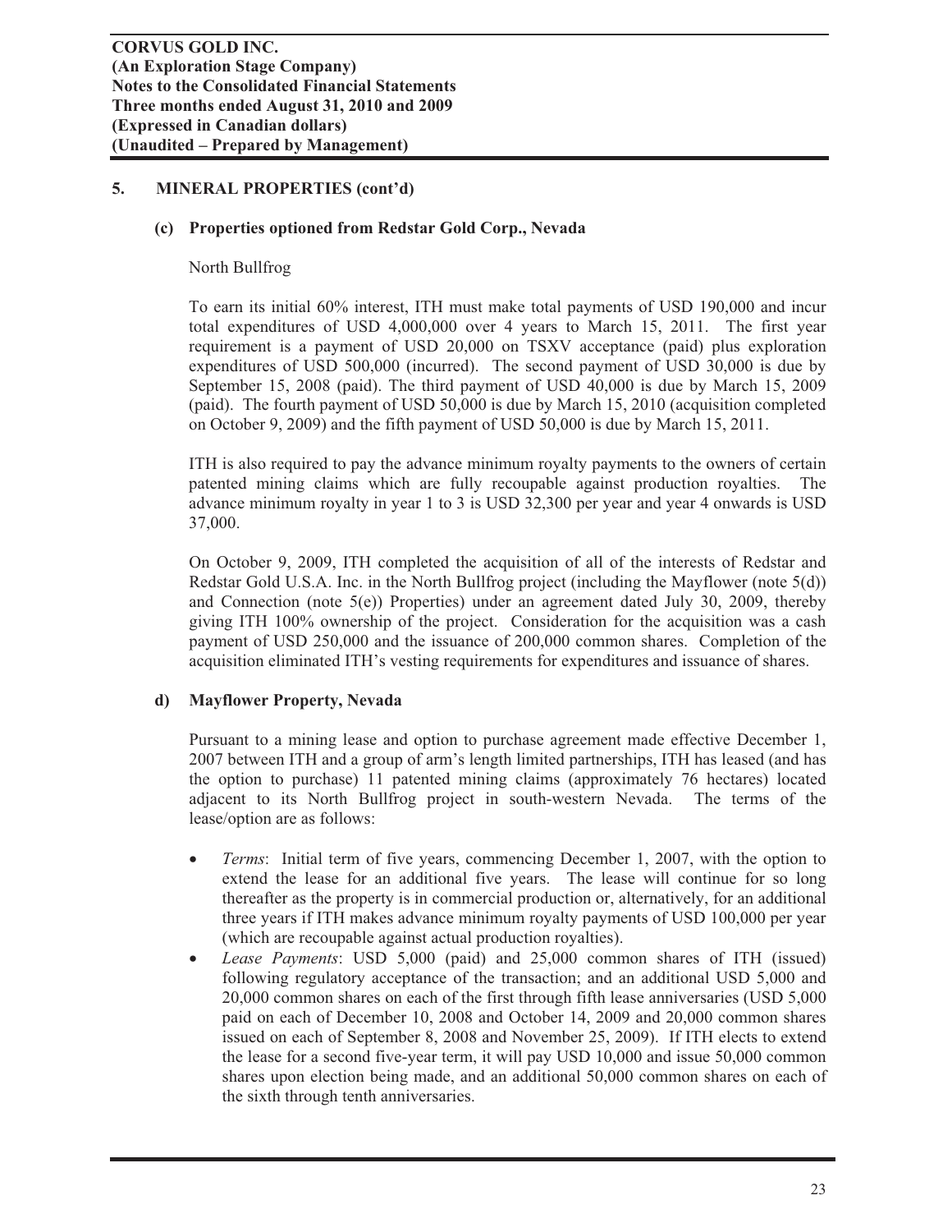## 5. MINERAL PROPERTIES (cont'd)

### (c) Properties optioned from Redstar Gold Corp., Nevada

North Bullfrog

To earn its initial 60% interest, ITH must make total payments of USD 190,000 and incur total expenditures of USD 4,000,000 over 4 years to March 15, 2011. The first year requirement is a payment of USD 20,000 on TSXV acceptance (paid) plus exploration expenditures of USD 500,000 (incurred). The second payment of USD 30,000 is due by September 15, 2008 (paid). The third payment of USD 40,000 is due by March 15, 2009 (paid). The fourth payment of USD 50,000 is due by March 15, 2010 (acquisition completed on October 9, 2009) and the fifth payment of USD 50,000 is due by March 15, 2011.

ITH is also required to pay the advance minimum royalty payments to the owners of certain patented mining claims which are fully recoupable against production royalties. The advance minimum royalty in year 1 to 3 is USD 32,300 per year and year 4 onwards is USD 37,000.

On October 9, 2009, ITH completed the acquisition of all of the interests of Redstar and Redstar Gold U.S.A. Inc. in the North Bullfrog project (including the Mayflower (note 5(d)) and Connection (note 5(e)) Properties) under an agreement dated July 30, 2009, thereby giving ITH 100% ownership of the project. Consideration for the acquisition was a cash payment of USD 250,000 and the issuance of 200,000 common shares. Completion of the acquisition eliminated ITH's vesting requirements for expenditures and issuance of shares.

### d) Mayflower Property, Nevada

Pursuant to a mining lease and option to purchase agreement made effective December 1, 2007 between ITH and a group of arm's length limited partnerships, ITH has leased (and has the option to purchase) 11 patented mining claims (approximately 76 hectares) located adjacent to its North Bullfrog project in south-western Nevada. The terms of the lease/option are as follows:

- *Terms*: Initial term of five years, commencing December 1, 2007, with the option to extend the lease for an additional five years. The lease will continue for so long thereafter as the property is in commercial production or, alternatively, for an additional three years if ITH makes advance minimum royalty payments of USD 100,000 per year (which are recoupable against actual production royalties).
- *Lease Payments*: USD 5,000 (paid) and 25,000 common shares of ITH (issued) following regulatory acceptance of the transaction; and an additional USD 5,000 and 20,000 common shares on each of the first through fifth lease anniversaries (USD 5,000 paid on each of December 10, 2008 and October 14, 2009 and 20,000 common shares issued on each of September 8, 2008 and November 25, 2009). If ITH elects to extend the lease for a second five-year term, it will pay USD 10,000 and issue 50,000 common shares upon election being made, and an additional 50,000 common shares on each of the sixth through tenth anniversaries.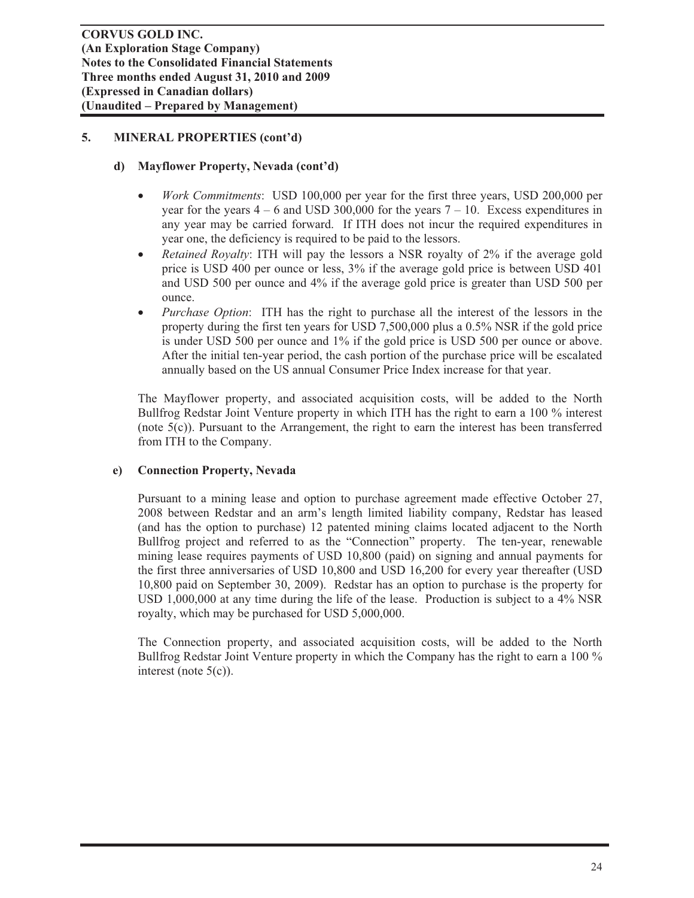## 5. MINERAL PROPERTIES (cont'd)

### d) Mayflower Property, Nevada (cont'd)

- *Work Commitments*: USD 100,000 per year for the first three years, USD 200,000 per year for the years 4 – 6 and USD 300,000 for the years 7 – 10. Excess expenditures in any year may be carried forward. If ITH does not incur the required expenditures in year one, the deficiency is required to be paid to the lessors.
- *Retained Royalty*: ITH will pay the lessors a NSR royalty of 2% if the average gold price is USD 400 per ounce or less, 3% if the average gold price is between USD 401 and USD 500 per ounce and 4% if the average gold price is greater than USD 500 per ounce.
- *Purchase Option*: ITH has the right to purchase all the interest of the lessors in the property during the first ten years for USD 7,500,000 plus a 0.5% NSR if the gold price is under USD 500 per ounce and 1% if the gold price is USD 500 per ounce or above. After the initial ten-year period, the cash portion of the purchase price will be escalated annually based on the US annual Consumer Price Index increase for that year.

The Mayflower property, and associated acquisition costs, will be added to the North Bullfrog Redstar Joint Venture property in which ITH has the right to earn a 100 % interest (note 5(c)). Pursuant to the Arrangement, the right to earn the interest has been transferred from ITH to the Company.

### e) Connection Property, Nevada

Pursuant to a mining lease and option to purchase agreement made effective October 27, 2008 between Redstar and an arm's length limited liability company, Redstar has leased (and has the option to purchase) 12 patented mining claims located adjacent to the North Bullfrog project and referred to as the "Connection" property. The ten-year, renewable mining lease requires payments of USD 10,800 (paid) on signing and annual payments for the first three anniversaries of USD 10,800 and USD 16,200 for every year thereafter (USD 10,800 paid on September 30, 2009). Redstar has an option to purchase is the property for USD 1,000,000 at any time during the life of the lease. Production is subject to a 4% NSR royalty, which may be purchased for USD 5,000,000.

The Connection property, and associated acquisition costs, will be added to the North Bullfrog Redstar Joint Venture property in which the Company has the right to earn a 100 % interest (note 5(c)).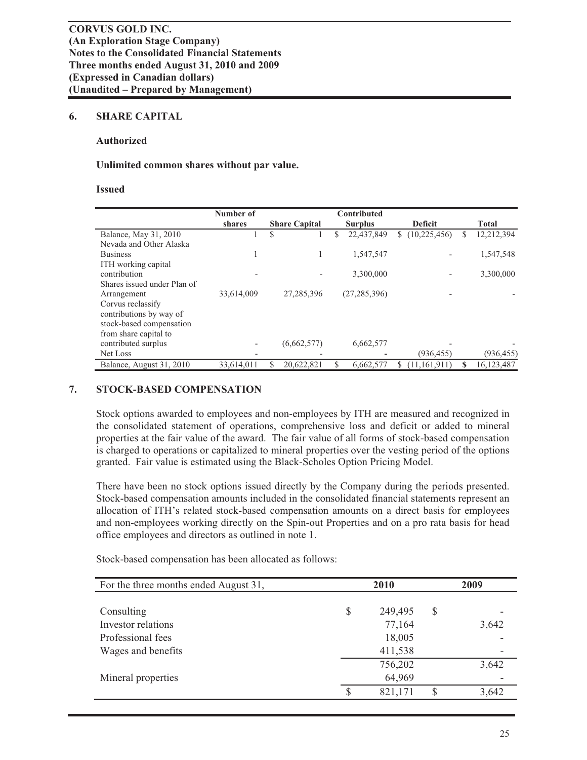**CORVUS GOLD INC.**
**(An Exploration Stage Company)**
**Notes to the Consolidated Financial Statements**
**Three months ended August 31, 2010 and 2009**
**(Expressed in Canadian dollars)**
**(Unaudited – Prepared by Management)**

## 6. SHARE CAPITAL

**Authorized**

**Unlimited common shares without par value.**

**Issued**

| | Number of shares | Share Capital | Contributed Surplus | Deficit | Total |
|---|---|---|---|---|---|
| Balance, May 31, 2010 | 1 | $ 1 | $ 22,437,849 | $ (10,225,456) | $ 12,212,394 |
| Nevada and Other Alaska Business | 1 | 1 | 1,547,547 | - | 1,547,548 |
| ITH working capital contribution | - | - | 3,300,000 | - | 3,300,000 |
| Shares issued under Plan of Arrangement | 33,614,009 | 27,285,396 | (27,285,396) | - | - |
| Corvus reclassify contributions by way of stock-based compensation from share capital to contributed surplus | - | (6,662,577) | 6,662,577 | - | - |
| Net Loss | - | - | - | (936,455) | (936,455) |
| Balance, August 31, 2010 | 33,614,011 | $ 20,622,821 | $ 6,662,577 | $ (11,161,911) | **$** 16,123,487 |

## 7. STOCK-BASED COMPENSATION

Stock options awarded to employees and non-employees by ITH are measured and recognized in the consolidated statement of operations, comprehensive loss and deficit or added to mineral properties at the fair value of the award. The fair value of all forms of stock-based compensation is charged to operations or capitalized to mineral properties over the vesting period of the options granted. Fair value is estimated using the Black-Scholes Option Pricing Model.

There have been no stock options issued directly by the Company during the periods presented. Stock-based compensation amounts included in the consolidated financial statements represent an allocation of ITH's related stock-based compensation amounts on a direct basis for employees and non-employees working directly on the Spin-out Properties and on a pro rata basis for head office employees and directors as outlined in note 1.

Stock-based compensation has been allocated as follows:

| For the three months ended August 31, | 2010 | 2009 |
|---|---|---|
| Consulting | $ 249,495 | $ - |
| Investor relations | 77,164 | 3,642 |
| Professional fees | 18,005 | - |
| Wages and benefits | 411,538 | - |
| | 756,202 | 3,642 |
| Mineral properties | 64,969 | - |
| | $ 821,171 | $ 3,642 |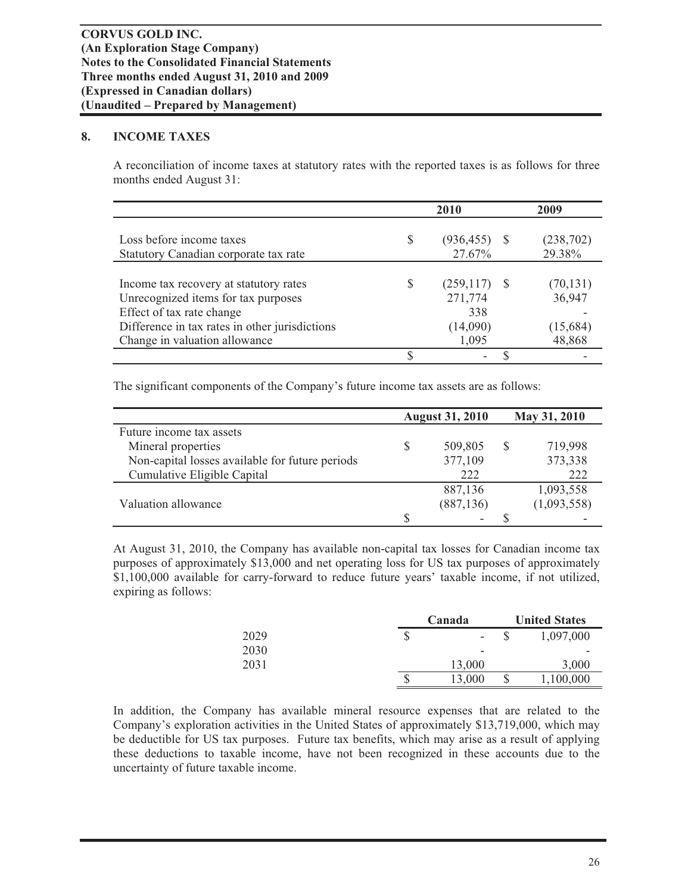**CORVUS GOLD INC.**
**(An Exploration Stage Company)**
**Notes to the Consolidated Financial Statements**
**Three months ended August 31, 2010 and 2009**
**(Expressed in Canadian dollars)**
**(Unaudited – Prepared by Management)**

## 8. INCOME TAXES

A reconciliation of income taxes at statutory rates with the reported taxes is as follows for three months ended August 31:

| | 2010 | 2009 |
|---|---|---|
| Loss before income taxes | $ (936,455) | $ (238,702) |
| Statutory Canadian corporate tax rate | 27.67% | 29.38% |
| | | |
| Income tax recovery at statutory rates | $ (259,117) | $ (70,131) |
| Unrecognized items for tax purposes | 271,774 | 36,947 |
| Effect of tax rate change | 338 | - |
| Difference in tax rates in other jurisdictions | (14,090) | (15,684) |
| Change in valuation allowance | 1,095 | 48,868 |
| | $ - | $ - |

The significant components of the Company's future income tax assets are as follows:

| | August 31, 2010 | May 31, 2010 |
|---|---|---|
| Future income tax assets | | |
| Mineral properties | $ 509,805 | $ 719,998 |
| Non-capital losses available for future periods | 377,109 | 373,338 |
| Cumulative Eligible Capital | 222 | 222 |
| | 887,136 | 1,093,558 |
| Valuation allowance | (887,136) | (1,093,558) |
| | $ - | $ - |

At August 31, 2010, the Company has available non-capital tax losses for Canadian income tax purposes of approximately $13,000 and net operating loss for US tax purposes of approximately $1,100,000 available for carry-forward to reduce future years' taxable income, if not utilized, expiring as follows:

| | Canada | United States |
|---|---|---|
| 2029 | $ - | $ 1,097,000 |
| 2030 | - | - |
| 2031 | 13,000 | 3,000 |
| | $ 13,000 | $ 1,100,000 |

In addition, the Company has available mineral resource expenses that are related to the Company's exploration activities in the United States of approximately $13,719,000, which may be deductible for US tax purposes. Future tax benefits, which may arise as a result of applying these deductions to taxable income, have not been recognized in these accounts due to the uncertainty of future taxable income.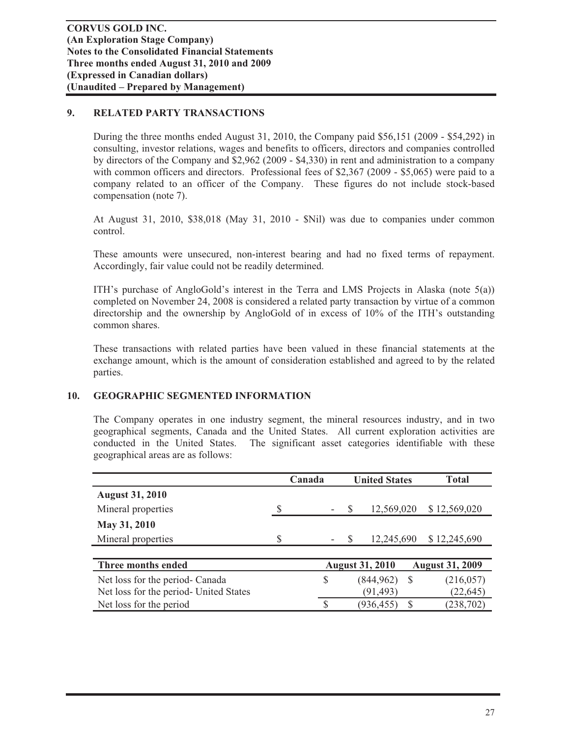**CORVUS GOLD INC.**
**(An Exploration Stage Company)**
**Notes to the Consolidated Financial Statements**
**Three months ended August 31, 2010 and 2009**
**(Expressed in Canadian dollars)**
**(Unaudited – Prepared by Management)**

## 9. RELATED PARTY TRANSACTIONS

During the three months ended August 31, 2010, the Company paid $56,151 (2009 - $54,292) in consulting, investor relations, wages and benefits to officers, directors and companies controlled by directors of the Company and $2,962 (2009 - $4,330) in rent and administration to a company with common officers and directors. Professional fees of $2,367 (2009 - $5,065) were paid to a company related to an officer of the Company. These figures do not include stock-based compensation (note 7).

At August 31, 2010, $38,018 (May 31, 2010 - $Nil) was due to companies under common control.

These amounts were unsecured, non-interest bearing and had no fixed terms of repayment. Accordingly, fair value could not be readily determined.

ITH's purchase of AngloGold's interest in the Terra and LMS Projects in Alaska (note 5(a)) completed on November 24, 2008 is considered a related party transaction by virtue of a common directorship and the ownership by AngloGold of in excess of 10% of the ITH's outstanding common shares.

These transactions with related parties have been valued in these financial statements at the exchange amount, which is the amount of consideration established and agreed to by the related parties.

## 10. GEOGRAPHIC SEGMENTED INFORMATION

The Company operates in one industry segment, the mineral resources industry, and in two geographical segments, Canada and the United States. All current exploration activities are conducted in the United States. The significant asset categories identifiable with these geographical areas are as follows:

| | Canada | United States | Total |
|---|---|---|---|
| **August 31, 2010** | | | |
| Mineral properties | $ - | $ 12,569,020 | $ 12,569,020 |
| **May 31, 2010** | | | |
| Mineral properties | $ - | $ 12,245,690 | $ 12,245,690 |

| Three months ended | August 31, 2010 | August 31, 2009 |
|---|---|---|
| Net loss for the period- Canada | $ (844,962) | $ (216,057) |
| Net loss for the period- United States | (91,493) | (22,645) |
| Net loss for the period | $ (936,455) | $ (238,702) |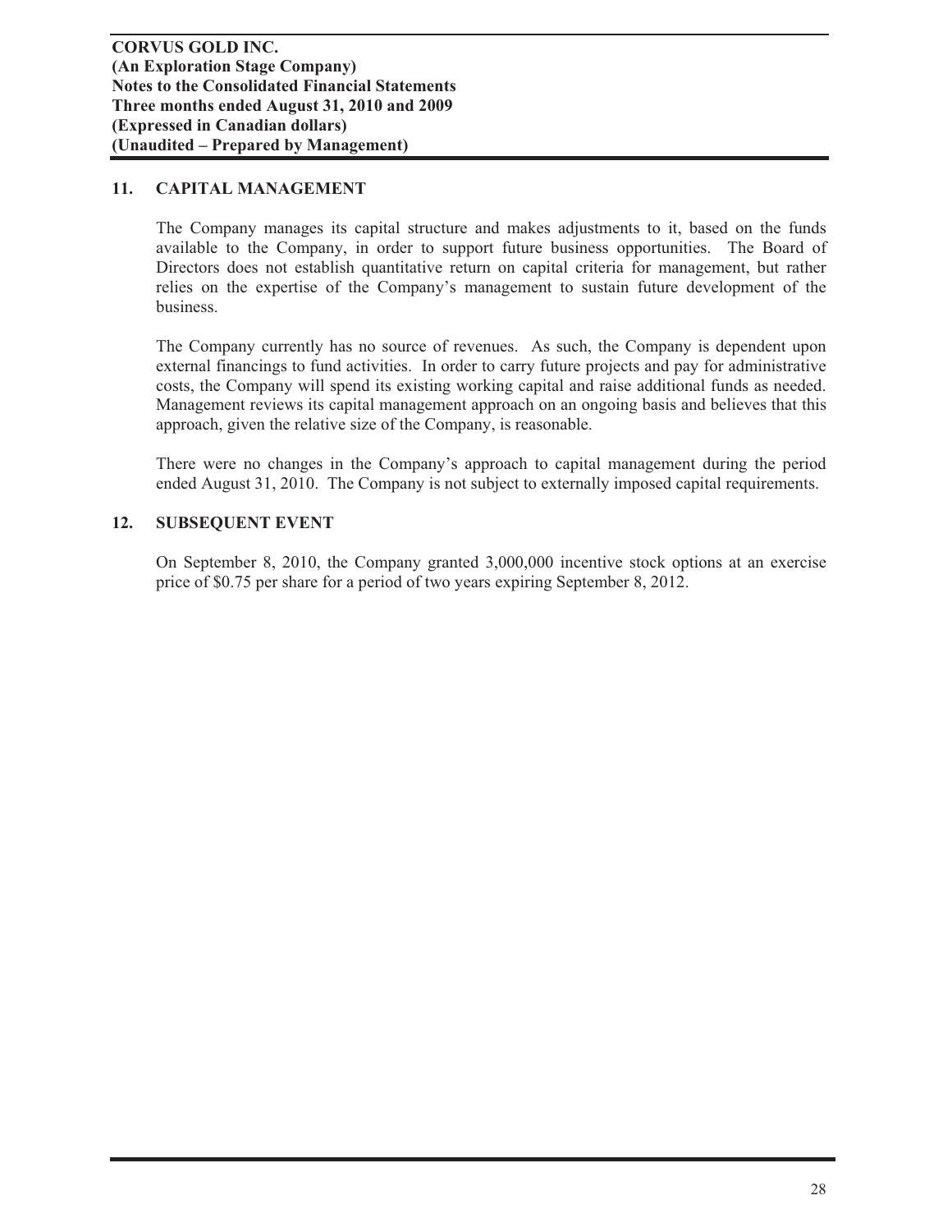## 11. CAPITAL MANAGEMENT

The Company manages its capital structure and makes adjustments to it, based on the funds available to the Company, in order to support future business opportunities. The Board of Directors does not establish quantitative return on capital criteria for management, but rather relies on the expertise of the Company's management to sustain future development of the business.

The Company currently has no source of revenues. As such, the Company is dependent upon external financings to fund activities. In order to carry future projects and pay for administrative costs, the Company will spend its existing working capital and raise additional funds as needed. Management reviews its capital management approach on an ongoing basis and believes that this approach, given the relative size of the Company, is reasonable.

There were no changes in the Company's approach to capital management during the period ended August 31, 2010. The Company is not subject to externally imposed capital requirements.

## 12. SUBSEQUENT EVENT

On September 8, 2010, the Company granted 3,000,000 incentive stock options at an exercise price of $0.75 per share for a period of two years expiring September 8, 2012.